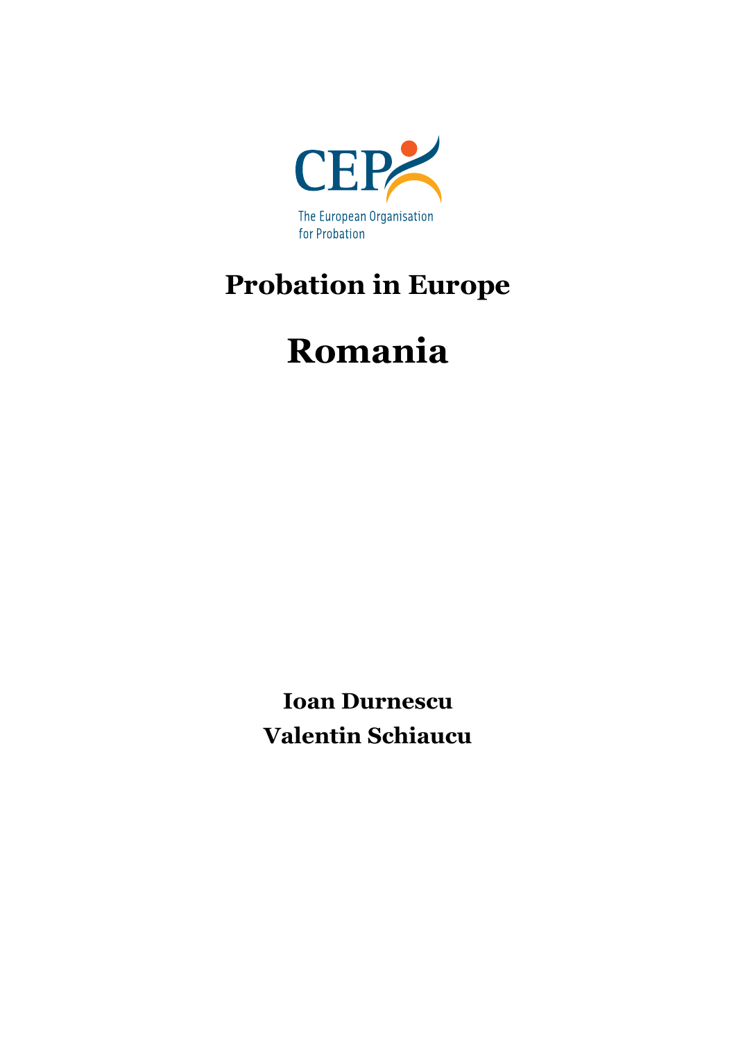CEP

The European Organisation for Probation

# Probation in Europe

# Romania

**Ioan Durnescu**

**Valentin Schiaucu**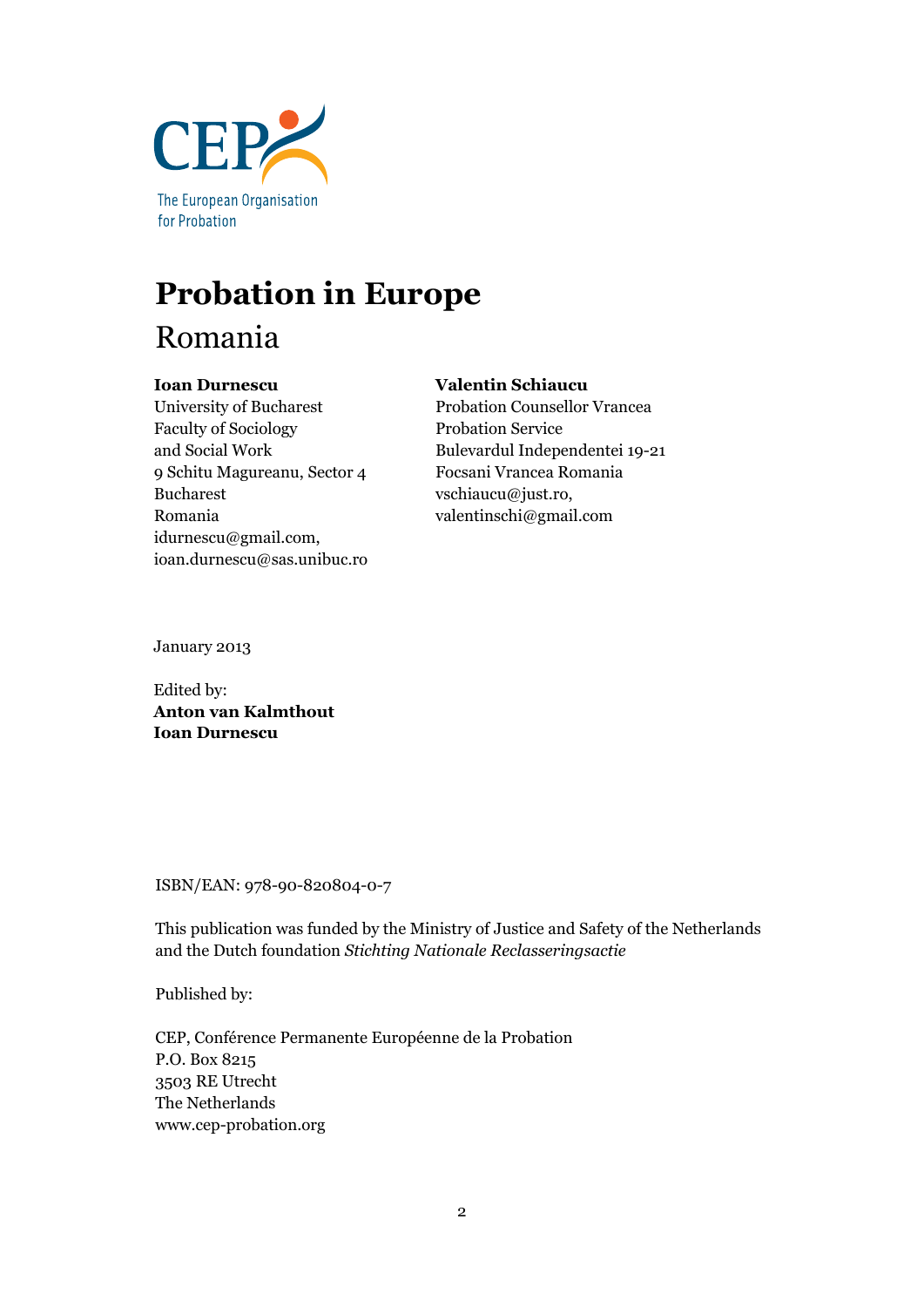CEP

The European Organisation for Probation

# Probation in Europe

## Romania

**Ioan Durnescu**
University of Bucharest
Faculty of Sociology
and Social Work
9 Schitu Magureanu, Sector 4
Bucharest
Romania
idurnescu@gmail.com,
ioan.durnescu@sas.unibuc.ro

**Valentin Schiaucu**
Probation Counsellor Vrancea
Probation Service
Bulevardul Independentei 19-21
Focsani Vrancea Romania
vschiaucu@just.ro,
valentinschi@gmail.com

January 2013

Edited by:
**Anton van Kalmthout**
**Ioan Durnescu**

ISBN/EAN: 978-90-820804-0-7

This publication was funded by the Ministry of Justice and Safety of the Netherlands and the Dutch foundation *Stichting Nationale Reclasseringsactie*

Published by:

CEP, Conférence Permanente Européenne de la Probation
P.O. Box 8215
3503 RE Utrecht
The Netherlands
www.cep-probation.org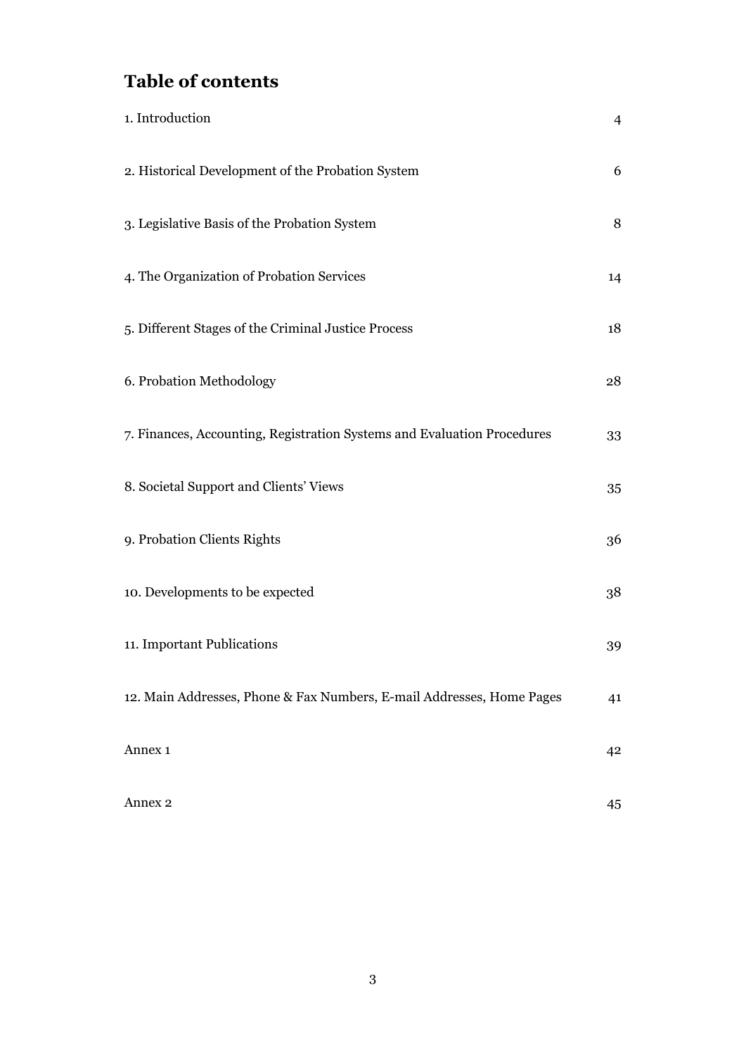# Table of contents

| | |
|---|---|
| 1. Introduction | 4 |
| 2. Historical Development of the Probation System | 6 |
| 3. Legislative Basis of the Probation System | 8 |
| 4. The Organization of Probation Services | 14 |
| 5. Different Stages of the Criminal Justice Process | 18 |
| 6. Probation Methodology | 28 |
| 7. Finances, Accounting, Registration Systems and Evaluation Procedures | 33 |
| 8. Societal Support and Clients' Views | 35 |
| 9. Probation Clients Rights | 36 |
| 10. Developments to be expected | 38 |
| 11. Important Publications | 39 |
| 12. Main Addresses, Phone & Fax Numbers, E-mail Addresses, Home Pages | 41 |
| Annex 1 | 42 |
| Annex 2 | 45 |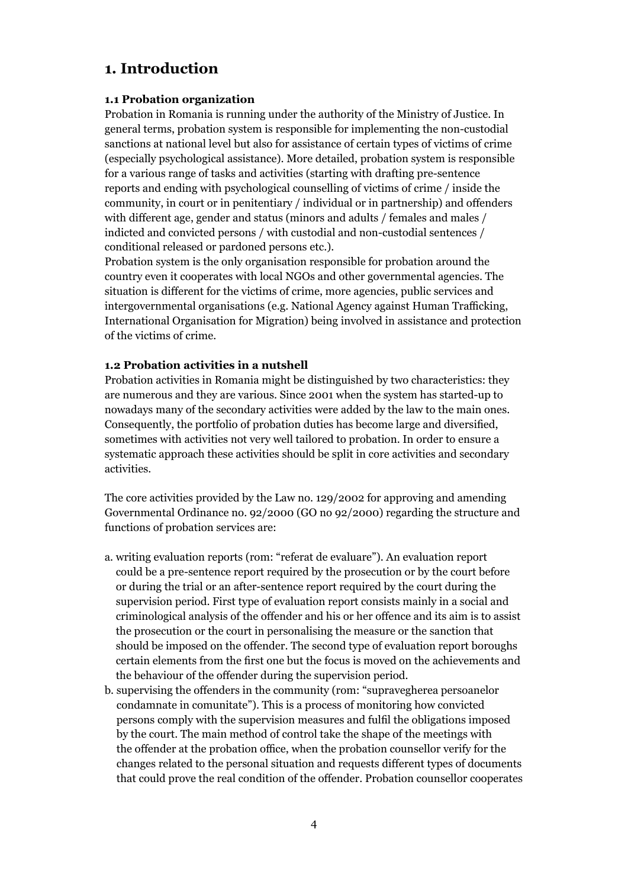# 1. Introduction

### 1.1 Probation organization

Probation in Romania is running under the authority of the Ministry of Justice. In general terms, probation system is responsible for implementing the non-custodial sanctions at national level but also for assistance of certain types of victims of crime (especially psychological assistance). More detailed, probation system is responsible for a various range of tasks and activities (starting with drafting pre-sentence reports and ending with psychological counselling of victims of crime / inside the community, in court or in penitentiary / individual or in partnership) and offenders with different age, gender and status (minors and adults / females and males / indicted and convicted persons / with custodial and non-custodial sentences / conditional released or pardoned persons etc.).

Probation system is the only organisation responsible for probation around the country even it cooperates with local NGOs and other governmental agencies. The situation is different for the victims of crime, more agencies, public services and intergovernmental organisations (e.g. National Agency against Human Trafficking, International Organisation for Migration) being involved in assistance and protection of the victims of crime.

### 1.2 Probation activities in a nutshell

Probation activities in Romania might be distinguished by two characteristics: they are numerous and they are various. Since 2001 when the system has started-up to nowadays many of the secondary activities were added by the law to the main ones. Consequently, the portfolio of probation duties has become large and diversified, sometimes with activities not very well tailored to probation. In order to ensure a systematic approach these activities should be split in core activities and secondary activities.

The core activities provided by the Law no. 129/2002 for approving and amending Governmental Ordinance no. 92/2000 (GO no 92/2000) regarding the structure and functions of probation services are:

a. writing evaluation reports (rom: "referat de evaluare"). An evaluation report could be a pre-sentence report required by the prosecution or by the court before or during the trial or an after-sentence report required by the court during the supervision period. First type of evaluation report consists mainly in a social and criminological analysis of the offender and his or her offence and its aim is to assist the prosecution or the court in personalising the measure or the sanction that should be imposed on the offender. The second type of evaluation report boroughs certain elements from the first one but the focus is moved on the achievements and the behaviour of the offender during the supervision period.
b. supervising the offenders in the community (rom: "supravegherea persoanelor condamnate in comunitate"). This is a process of monitoring how convicted persons comply with the supervision measures and fulfil the obligations imposed by the court. The main method of control take the shape of the meetings with the offender at the probation office, when the probation counsellor verify for the changes related to the personal situation and requests different types of documents that could prove the real condition of the offender. Probation counsellor cooperates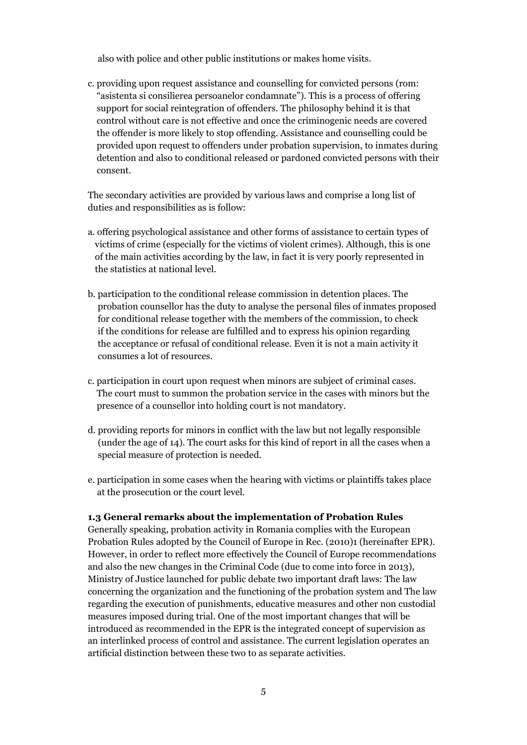also with police and other public institutions or makes home visits.

c. providing upon request assistance and counselling for convicted persons (rom: "asistenta si consilierea persoanelor condamnate"). This is a process of offering support for social reintegration of offenders. The philosophy behind it is that control without care is not effective and once the criminogenic needs are covered the offender is more likely to stop offending. Assistance and counselling could be provided upon request to offenders under probation supervision, to inmates during detention and also to conditional released or pardoned convicted persons with their consent.

The secondary activities are provided by various laws and comprise a long list of duties and responsibilities as is follow:

a. offering psychological assistance and other forms of assistance to certain types of victims of crime (especially for the victims of violent crimes). Although, this is one of the main activities according by the law, in fact it is very poorly represented in the statistics at national level.

b. participation to the conditional release commission in detention places. The probation counsellor has the duty to analyse the personal files of inmates proposed for conditional release together with the members of the commission, to check if the conditions for release are fulfilled and to express his opinion regarding the acceptance or refusal of conditional release. Even it is not a main activity it consumes a lot of resources.

c. participation in court upon request when minors are subject of criminal cases. The court must to summon the probation service in the cases with minors but the presence of a counsellor into holding court is not mandatory.

d. providing reports for minors in conflict with the law but not legally responsible (under the age of 14). The court asks for this kind of report in all the cases when a special measure of protection is needed.

e. participation in some cases when the hearing with victims or plaintiffs takes place at the prosecution or the court level.

**1.3 General remarks about the implementation of Probation Rules**

Generally speaking, probation activity in Romania complies with the European Probation Rules adopted by the Council of Europe in Rec. (2010)1 (hereinafter EPR). However, in order to reflect more effectively the Council of Europe recommendations and also the new changes in the Criminal Code (due to come into force in 2013), Ministry of Justice launched for public debate two important draft laws: The law concerning the organization and the functioning of the probation system and The law regarding the execution of punishments, educative measures and other non custodial measures imposed during trial. One of the most important changes that will be introduced as recommended in the EPR is the integrated concept of supervision as an interlinked process of control and assistance. The current legislation operates an artificial distinction between these two to as separate activities.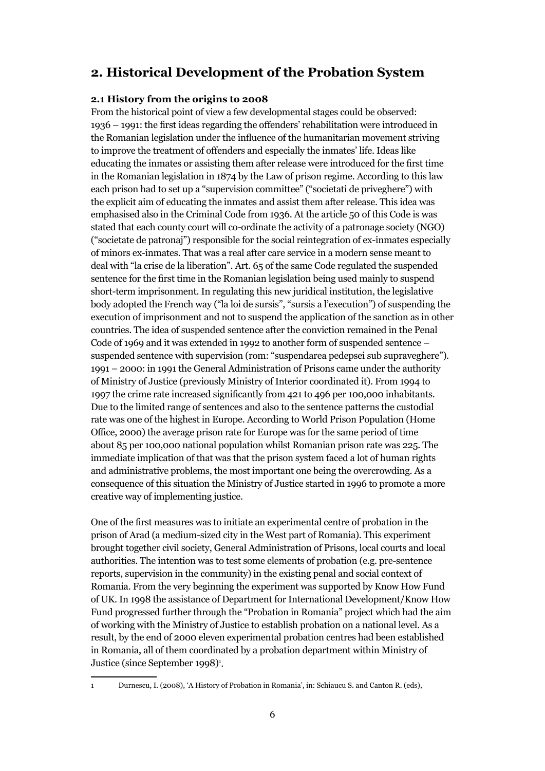## 2. Historical Development of the Probation System

### 2.1 History from the origins to 2008

From the historical point of view a few developmental stages could be observed:
1936 – 1991: the first ideas regarding the offenders' rehabilitation were introduced in the Romanian legislation under the influence of the humanitarian movement striving to improve the treatment of offenders and especially the inmates' life. Ideas like educating the inmates or assisting them after release were introduced for the first time in the Romanian legislation in 1874 by the Law of prison regime. According to this law each prison had to set up a "supervision committee" ("societati de priveghere") with the explicit aim of educating the inmates and assist them after release. This idea was emphasised also in the Criminal Code from 1936. At the article 50 of this Code is was stated that each county court will co-ordinate the activity of a patronage society (NGO) ("societate de patronaj") responsible for the social reintegration of ex-inmates especially of minors ex-inmates. That was a real after care service in a modern sense meant to deal with "la crise de la liberation". Art. 65 of the same Code regulated the suspended sentence for the first time in the Romanian legislation being used mainly to suspend short-term imprisonment. In regulating this new juridical institution, the legislative body adopted the French way ("la loi de sursis", "sursis a l'execution") of suspending the execution of imprisonment and not to suspend the application of the sanction as in other countries. The idea of suspended sentence after the conviction remained in the Penal Code of 1969 and it was extended in 1992 to another form of suspended sentence – suspended sentence with supervision (rom: "suspendarea pedepsei sub supraveghere").
1991 – 2000: in 1991 the General Administration of Prisons came under the authority of Ministry of Justice (previously Ministry of Interior coordinated it). From 1994 to 1997 the crime rate increased significantly from 421 to 496 per 100,000 inhabitants. Due to the limited range of sentences and also to the sentence patterns the custodial rate was one of the highest in Europe. According to World Prison Population (Home Office, 2000) the average prison rate for Europe was for the same period of time about 85 per 100,000 national population whilst Romanian prison rate was 225. The immediate implication of that was that the prison system faced a lot of human rights and administrative problems, the most important one being the overcrowding. As a consequence of this situation the Ministry of Justice started in 1996 to promote a more creative way of implementing justice.

One of the first measures was to initiate an experimental centre of probation in the prison of Arad (a medium-sized city in the West part of Romania). This experiment brought together civil society, General Administration of Prisons, local courts and local authorities. The intention was to test some elements of probation (e.g. pre-sentence reports, supervision in the community) in the existing penal and social context of Romania. From the very beginning the experiment was supported by Know How Fund of UK. In 1998 the assistance of Department for International Development/Know How Fund progressed further through the "Probation in Romania" project which had the aim of working with the Ministry of Justice to establish probation on a national level. As a result, by the end of 2000 eleven experimental probation centres had been established in Romania, all of them coordinated by a probation department within Ministry of Justice (since September 1998)[1].

---

1 Durnescu, I. (2008), 'A History of Probation in Romania', in: Schiaucu S. and Canton R. (eds),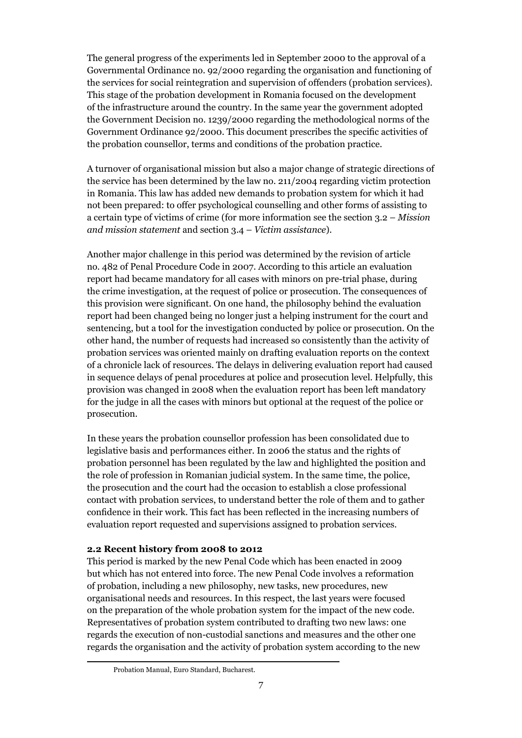The general progress of the experiments led in September 2000 to the approval of a Governmental Ordinance no. 92/2000 regarding the organisation and functioning of the services for social reintegration and supervision of offenders (probation services). This stage of the probation development in Romania focused on the development of the infrastructure around the country. In the same year the government adopted the Government Decision no. 1239/2000 regarding the methodological norms of the Government Ordinance 92/2000. This document prescribes the specific activities of the probation counsellor, terms and conditions of the probation practice.

A turnover of organisational mission but also a major change of strategic directions of the service has been determined by the law no. 211/2004 regarding victim protection in Romania. This law has added new demands to probation system for which it had not been prepared: to offer psychological counselling and other forms of assisting to a certain type of victims of crime (for more information see the section 3.2 – *Mission and mission statement* and section 3.4 – *Victim assistance*).

Another major challenge in this period was determined by the revision of article no. 482 of Penal Procedure Code in 2007. According to this article an evaluation report had became mandatory for all cases with minors on pre-trial phase, during the crime investigation, at the request of police or prosecution. The consequences of this provision were significant. On one hand, the philosophy behind the evaluation report had been changed being no longer just a helping instrument for the court and sentencing, but a tool for the investigation conducted by police or prosecution. On the other hand, the number of requests had increased so consistently than the activity of probation services was oriented mainly on drafting evaluation reports on the context of a chronicle lack of resources. The delays in delivering evaluation report had caused in sequence delays of penal procedures at police and prosecution level. Helpfully, this provision was changed in 2008 when the evaluation report has been left mandatory for the judge in all the cases with minors but optional at the request of the police or prosecution.

In these years the probation counsellor profession has been consolidated due to legislative basis and performances either. In 2006 the status and the rights of probation personnel has been regulated by the law and highlighted the position and the role of profession in Romanian judicial system. In the same time, the police, the prosecution and the court had the occasion to establish a close professional contact with probation services, to understand better the role of them and to gather confidence in their work. This fact has been reflected in the increasing numbers of evaluation report requested and supervisions assigned to probation services.

**2.2 Recent history from 2008 to 2012**

This period is marked by the new Penal Code which has been enacted in 2009 but which has not entered into force. The new Penal Code involves a reformation of probation, including a new philosophy, new tasks, new procedures, new organisational needs and resources. In this respect, the last years were focused on the preparation of the whole probation system for the impact of the new code. Representatives of probation system contributed to drafting two new laws: one regards the execution of non-custodial sanctions and measures and the other one regards the organisation and the activity of probation system according to the new

Probation Manual, Euro Standard, Bucharest.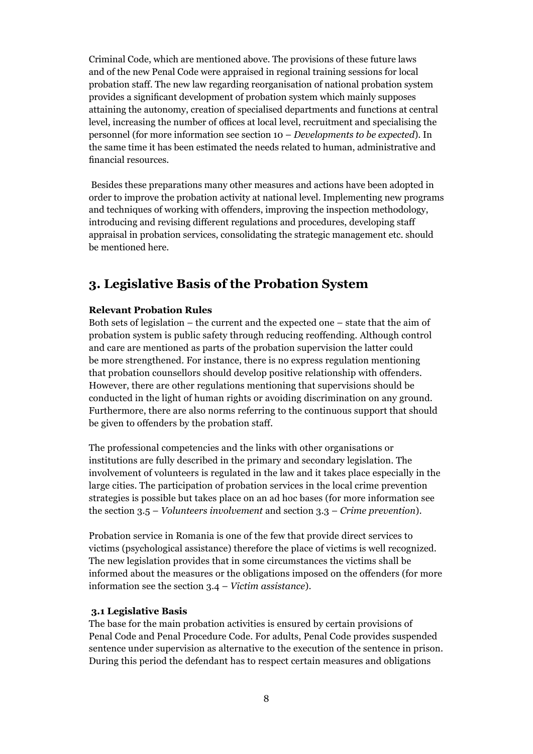Criminal Code, which are mentioned above. The provisions of these future laws and of the new Penal Code were appraised in regional training sessions for local probation staff. The new law regarding reorganisation of national probation system provides a significant development of probation system which mainly supposes attaining the autonomy, creation of specialised departments and functions at central level, increasing the number of offices at local level, recruitment and specialising the personnel (for more information see section 10 – *Developments to be expected*). In the same time it has been estimated the needs related to human, administrative and financial resources.

Besides these preparations many other measures and actions have been adopted in order to improve the probation activity at national level. Implementing new programs and techniques of working with offenders, improving the inspection methodology, introducing and revising different regulations and procedures, developing staff appraisal in probation services, consolidating the strategic management etc. should be mentioned here.

## 3. Legislative Basis of the Probation System

**Relevant Probation Rules**

Both sets of legislation – the current and the expected one – state that the aim of probation system is public safety through reducing reoffending. Although control and care are mentioned as parts of the probation supervision the latter could be more strengthened. For instance, there is no express regulation mentioning that probation counsellors should develop positive relationship with offenders. However, there are other regulations mentioning that supervisions should be conducted in the light of human rights or avoiding discrimination on any ground. Furthermore, there are also norms referring to the continuous support that should be given to offenders by the probation staff.

The professional competencies and the links with other organisations or institutions are fully described in the primary and secondary legislation. The involvement of volunteers is regulated in the law and it takes place especially in the large cities. The participation of probation services in the local crime prevention strategies is possible but takes place on an ad hoc bases (for more information see the section 3.5 – *Volunteers involvement* and section 3.3 – *Crime prevention*).

Probation service in Romania is one of the few that provide direct services to victims (psychological assistance) therefore the place of victims is well recognized. The new legislation provides that in some circumstances the victims shall be informed about the measures or the obligations imposed on the offenders (for more information see the section 3.4 – *Victim assistance*).

### 3.1 Legislative Basis

The base for the main probation activities is ensured by certain provisions of Penal Code and Penal Procedure Code. For adults, Penal Code provides suspended sentence under supervision as alternative to the execution of the sentence in prison. During this period the defendant has to respect certain measures and obligations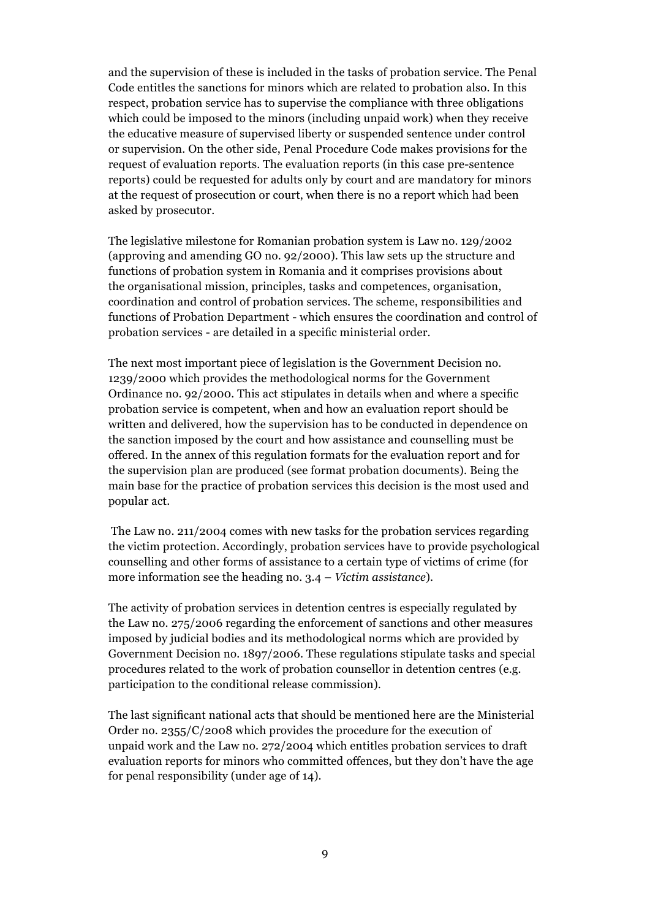and the supervision of these is included in the tasks of probation service. The Penal Code entitles the sanctions for minors which are related to probation also. In this respect, probation service has to supervise the compliance with three obligations which could be imposed to the minors (including unpaid work) when they receive the educative measure of supervised liberty or suspended sentence under control or supervision. On the other side, Penal Procedure Code makes provisions for the request of evaluation reports. The evaluation reports (in this case pre-sentence reports) could be requested for adults only by court and are mandatory for minors at the request of prosecution or court, when there is no a report which had been asked by prosecutor.

The legislative milestone for Romanian probation system is Law no. 129/2002 (approving and amending GO no. 92/2000). This law sets up the structure and functions of probation system in Romania and it comprises provisions about the organisational mission, principles, tasks and competences, organisation, coordination and control of probation services. The scheme, responsibilities and functions of Probation Department - which ensures the coordination and control of probation services - are detailed in a specific ministerial order.

The next most important piece of legislation is the Government Decision no. 1239/2000 which provides the methodological norms for the Government Ordinance no. 92/2000. This act stipulates in details when and where a specific probation service is competent, when and how an evaluation report should be written and delivered, how the supervision has to be conducted in dependence on the sanction imposed by the court and how assistance and counselling must be offered. In the annex of this regulation formats for the evaluation report and for the supervision plan are produced (see format probation documents). Being the main base for the practice of probation services this decision is the most used and popular act.

The Law no. 211/2004 comes with new tasks for the probation services regarding the victim protection. Accordingly, probation services have to provide psychological counselling and other forms of assistance to a certain type of victims of crime (for more information see the heading no. 3.4 – *Victim assistance*).

The activity of probation services in detention centres is especially regulated by the Law no. 275/2006 regarding the enforcement of sanctions and other measures imposed by judicial bodies and its methodological norms which are provided by Government Decision no. 1897/2006. These regulations stipulate tasks and special procedures related to the work of probation counsellor in detention centres (e.g. participation to the conditional release commission).

The last significant national acts that should be mentioned here are the Ministerial Order no. 2355/C/2008 which provides the procedure for the execution of unpaid work and the Law no. 272/2004 which entitles probation services to draft evaluation reports for minors who committed offences, but they don't have the age for penal responsibility (under age of 14).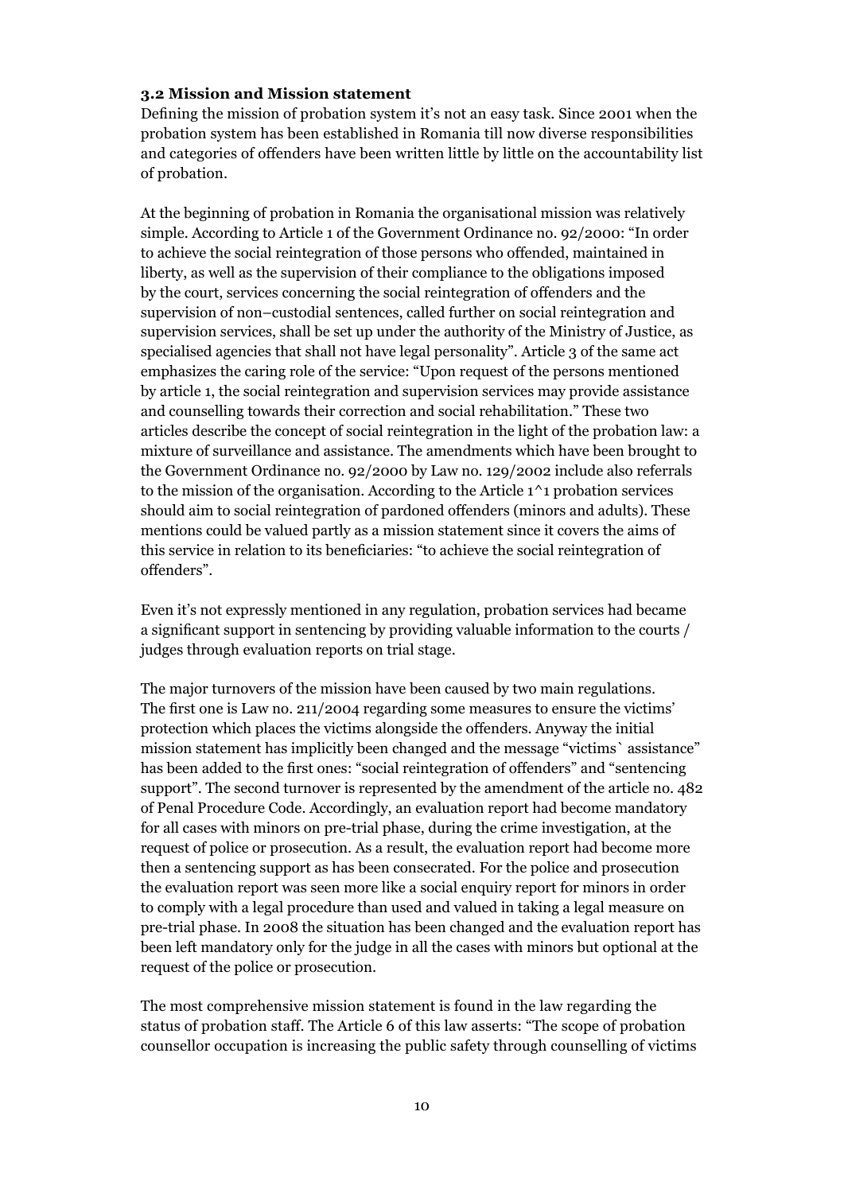### 3.2 Mission and Mission statement

Defining the mission of probation system it's not an easy task. Since 2001 when the probation system has been established in Romania till now diverse responsibilities and categories of offenders have been written little by little on the accountability list of probation.

At the beginning of probation in Romania the organisational mission was relatively simple. According to Article 1 of the Government Ordinance no. 92/2000: "In order to achieve the social reintegration of those persons who offended, maintained in liberty, as well as the supervision of their compliance to the obligations imposed by the court, services concerning the social reintegration of offenders and the supervision of non–custodial sentences, called further on social reintegration and supervision services, shall be set up under the authority of the Ministry of Justice, as specialised agencies that shall not have legal personality". Article 3 of the same act emphasizes the caring role of the service: "Upon request of the persons mentioned by article 1, the social reintegration and supervision services may provide assistance and counselling towards their correction and social rehabilitation." These two articles describe the concept of social reintegration in the light of the probation law: a mixture of surveillance and assistance. The amendments which have been brought to the Government Ordinance no. 92/2000 by Law no. 129/2002 include also referrals to the mission of the organisation. According to the Article 1^1 probation services should aim to social reintegration of pardoned offenders (minors and adults). These mentions could be valued partly as a mission statement since it covers the aims of this service in relation to its beneficiaries: "to achieve the social reintegration of offenders".

Even it's not expressly mentioned in any regulation, probation services had became a significant support in sentencing by providing valuable information to the courts / judges through evaluation reports on trial stage.

The major turnovers of the mission have been caused by two main regulations. The first one is Law no. 211/2004 regarding some measures to ensure the victims' protection which places the victims alongside the offenders. Anyway the initial mission statement has implicitly been changed and the message "victims` assistance" has been added to the first ones: "social reintegration of offenders" and "sentencing support". The second turnover is represented by the amendment of the article no. 482 of Penal Procedure Code. Accordingly, an evaluation report had become mandatory for all cases with minors on pre-trial phase, during the crime investigation, at the request of police or prosecution. As a result, the evaluation report had become more then a sentencing support as has been consecrated. For the police and prosecution the evaluation report was seen more like a social enquiry report for minors in order to comply with a legal procedure than used and valued in taking a legal measure on pre-trial phase. In 2008 the situation has been changed and the evaluation report has been left mandatory only for the judge in all the cases with minors but optional at the request of the police or prosecution.

The most comprehensive mission statement is found in the law regarding the status of probation staff. The Article 6 of this law asserts: "The scope of probation counsellor occupation is increasing the public safety through counselling of victims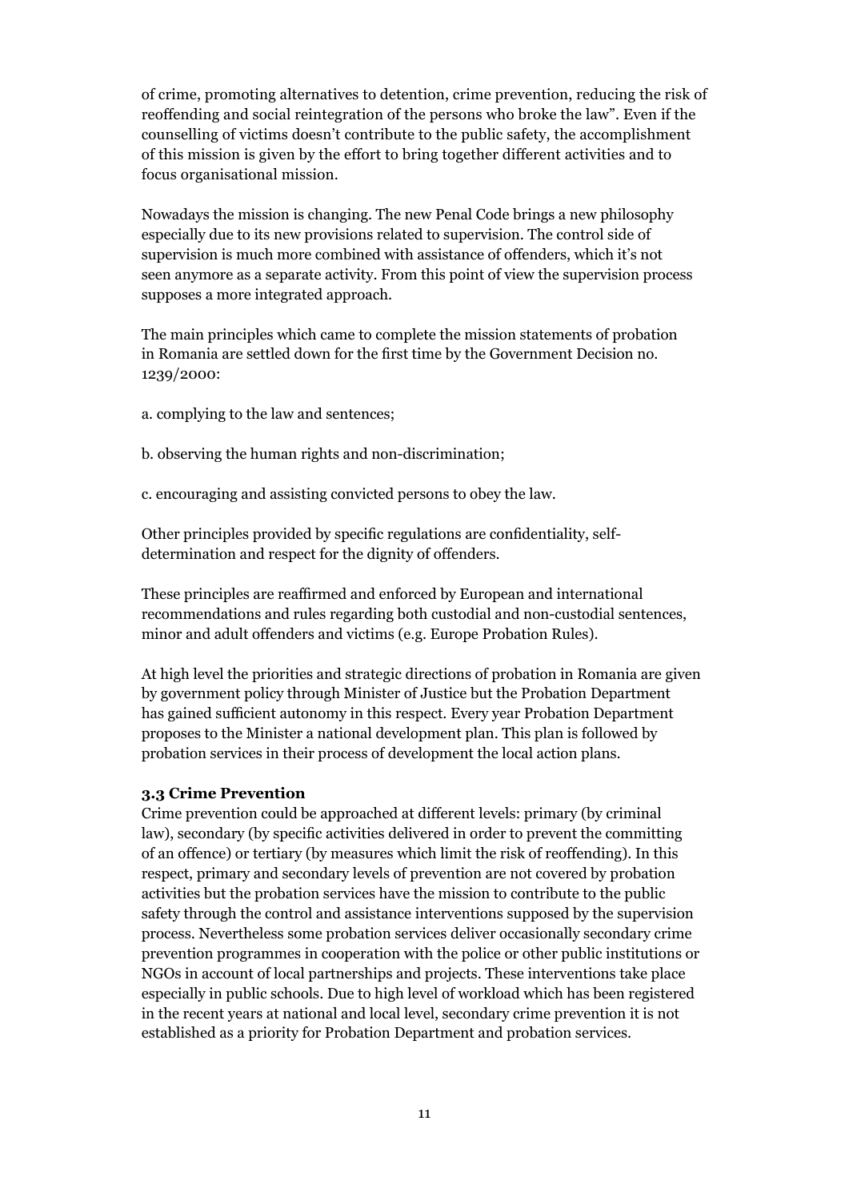of crime, promoting alternatives to detention, crime prevention, reducing the risk of reoffending and social reintegration of the persons who broke the law". Even if the counselling of victims doesn't contribute to the public safety, the accomplishment of this mission is given by the effort to bring together different activities and to focus organisational mission.

Nowadays the mission is changing. The new Penal Code brings a new philosophy especially due to its new provisions related to supervision. The control side of supervision is much more combined with assistance of offenders, which it's not seen anymore as a separate activity. From this point of view the supervision process supposes a more integrated approach.

The main principles which came to complete the mission statements of probation in Romania are settled down for the first time by the Government Decision no. 1239/2000:

a. complying to the law and sentences;

b. observing the human rights and non-discrimination;

c. encouraging and assisting convicted persons to obey the law.

Other principles provided by specific regulations are confidentiality, self-determination and respect for the dignity of offenders.

These principles are reaffirmed and enforced by European and international recommendations and rules regarding both custodial and non-custodial sentences, minor and adult offenders and victims (e.g. Europe Probation Rules).

At high level the priorities and strategic directions of probation in Romania are given by government policy through Minister of Justice but the Probation Department has gained sufficient autonomy in this respect. Every year Probation Department proposes to the Minister a national development plan. This plan is followed by probation services in their process of development the local action plans.

### 3.3 Crime Prevention

Crime prevention could be approached at different levels: primary (by criminal law), secondary (by specific activities delivered in order to prevent the committing of an offence) or tertiary (by measures which limit the risk of reoffending). In this respect, primary and secondary levels of prevention are not covered by probation activities but the probation services have the mission to contribute to the public safety through the control and assistance interventions supposed by the supervision process. Nevertheless some probation services deliver occasionally secondary crime prevention programmes in cooperation with the police or other public institutions or NGOs in account of local partnerships and projects. These interventions take place especially in public schools. Due to high level of workload which has been registered in the recent years at national and local level, secondary crime prevention it is not established as a priority for Probation Department and probation services.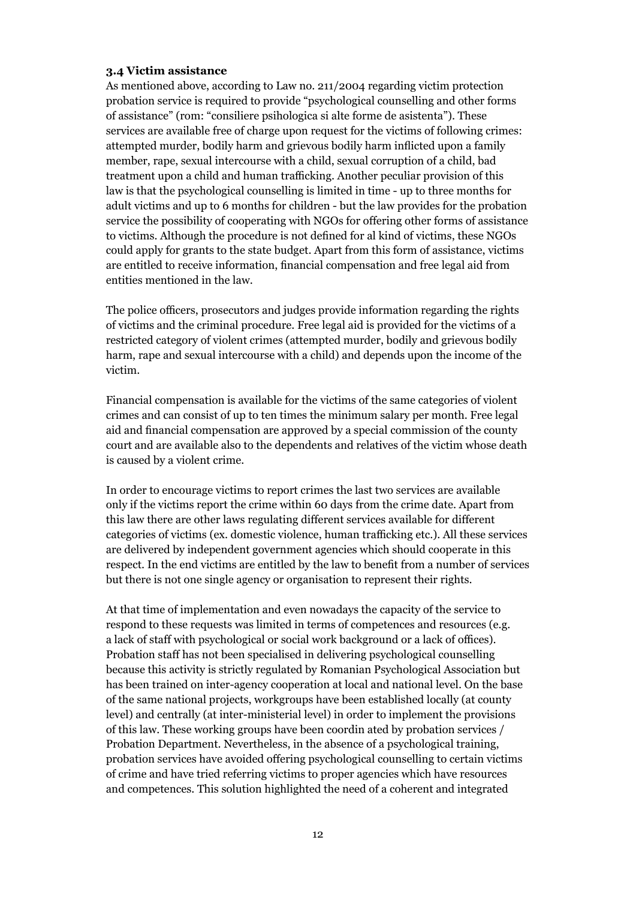### 3.4 Victim assistance

As mentioned above, according to Law no. 211/2004 regarding victim protection probation service is required to provide "psychological counselling and other forms of assistance" (rom: "consiliere psihologica si alte forme de asistenta"). These services are available free of charge upon request for the victims of following crimes: attempted murder, bodily harm and grievous bodily harm inflicted upon a family member, rape, sexual intercourse with a child, sexual corruption of a child, bad treatment upon a child and human trafficking. Another peculiar provision of this law is that the psychological counselling is limited in time - up to three months for adult victims and up to 6 months for children - but the law provides for the probation service the possibility of cooperating with NGOs for offering other forms of assistance to victims. Although the procedure is not defined for al kind of victims, these NGOs could apply for grants to the state budget. Apart from this form of assistance, victims are entitled to receive information, financial compensation and free legal aid from entities mentioned in the law.

The police officers, prosecutors and judges provide information regarding the rights of victims and the criminal procedure. Free legal aid is provided for the victims of a restricted category of violent crimes (attempted murder, bodily and grievous bodily harm, rape and sexual intercourse with a child) and depends upon the income of the victim.

Financial compensation is available for the victims of the same categories of violent crimes and can consist of up to ten times the minimum salary per month. Free legal aid and financial compensation are approved by a special commission of the county court and are available also to the dependents and relatives of the victim whose death is caused by a violent crime.

In order to encourage victims to report crimes the last two services are available only if the victims report the crime within 60 days from the crime date. Apart from this law there are other laws regulating different services available for different categories of victims (ex. domestic violence, human trafficking etc.). All these services are delivered by independent government agencies which should cooperate in this respect. In the end victims are entitled by the law to benefit from a number of services but there is not one single agency or organisation to represent their rights.

At that time of implementation and even nowadays the capacity of the service to respond to these requests was limited in terms of competences and resources (e.g. a lack of staff with psychological or social work background or a lack of offices). Probation staff has not been specialised in delivering psychological counselling because this activity is strictly regulated by Romanian Psychological Association but has been trained on inter-agency cooperation at local and national level. On the base of the same national projects, workgroups have been established locally (at county level) and centrally (at inter-ministerial level) in order to implement the provisions of this law. These working groups have been coordin ated by probation services / Probation Department. Nevertheless, in the absence of a psychological training, probation services have avoided offering psychological counselling to certain victims of crime and have tried referring victims to proper agencies which have resources and competences. This solution highlighted the need of a coherent and integrated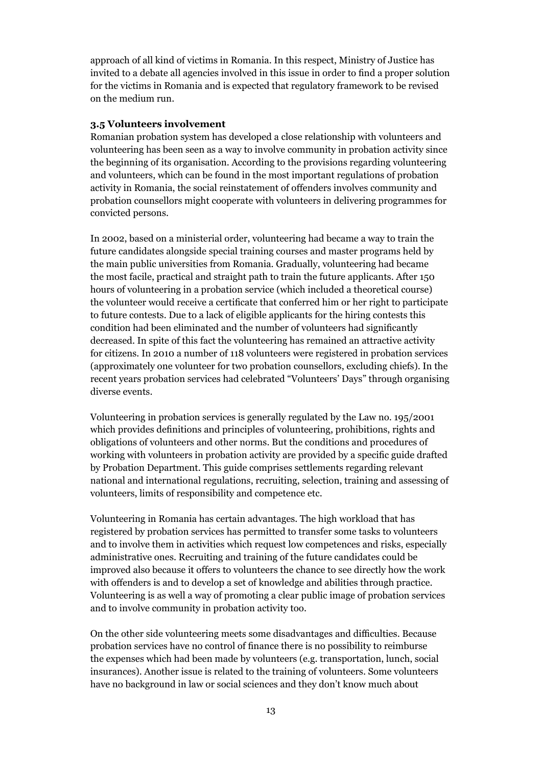approach of all kind of victims in Romania. In this respect, Ministry of Justice has invited to a debate all agencies involved in this issue in order to find a proper solution for the victims in Romania and is expected that regulatory framework to be revised on the medium run.

### 3.5 Volunteers involvement

Romanian probation system has developed a close relationship with volunteers and volunteering has been seen as a way to involve community in probation activity since the beginning of its organisation. According to the provisions regarding volunteering and volunteers, which can be found in the most important regulations of probation activity in Romania, the social reinstatement of offenders involves community and probation counsellors might cooperate with volunteers in delivering programmes for convicted persons.

In 2002, based on a ministerial order, volunteering had became a way to train the future candidates alongside special training courses and master programs held by the main public universities from Romania. Gradually, volunteering had became the most facile, practical and straight path to train the future applicants. After 150 hours of volunteering in a probation service (which included a theoretical course) the volunteer would receive a certificate that conferred him or her right to participate to future contests. Due to a lack of eligible applicants for the hiring contests this condition had been eliminated and the number of volunteers had significantly decreased. In spite of this fact the volunteering has remained an attractive activity for citizens. In 2010 a number of 118 volunteers were registered in probation services (approximately one volunteer for two probation counsellors, excluding chiefs). In the recent years probation services had celebrated "Volunteers' Days" through organising diverse events.

Volunteering in probation services is generally regulated by the Law no. 195/2001 which provides definitions and principles of volunteering, prohibitions, rights and obligations of volunteers and other norms. But the conditions and procedures of working with volunteers in probation activity are provided by a specific guide drafted by Probation Department. This guide comprises settlements regarding relevant national and international regulations, recruiting, selection, training and assessing of volunteers, limits of responsibility and competence etc.

Volunteering in Romania has certain advantages. The high workload that has registered by probation services has permitted to transfer some tasks to volunteers and to involve them in activities which request low competences and risks, especially administrative ones. Recruiting and training of the future candidates could be improved also because it offers to volunteers the chance to see directly how the work with offenders is and to develop a set of knowledge and abilities through practice. Volunteering is as well a way of promoting a clear public image of probation services and to involve community in probation activity too.

On the other side volunteering meets some disadvantages and difficulties. Because probation services have no control of finance there is no possibility to reimburse the expenses which had been made by volunteers (e.g. transportation, lunch, social insurances). Another issue is related to the training of volunteers. Some volunteers have no background in law or social sciences and they don't know much about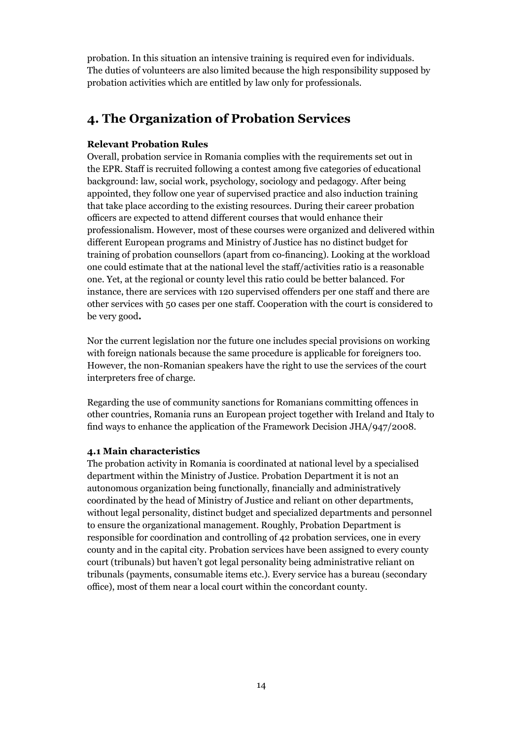probation. In this situation an intensive training is required even for individuals. The duties of volunteers are also limited because the high responsibility supposed by probation activities which are entitled by law only for professionals.

## 4. The Organization of Probation Services

**Relevant Probation Rules**

Overall, probation service in Romania complies with the requirements set out in the EPR. Staff is recruited following a contest among five categories of educational background: law, social work, psychology, sociology and pedagogy. After being appointed, they follow one year of supervised practice and also induction training that take place according to the existing resources. During their career probation officers are expected to attend different courses that would enhance their professionalism. However, most of these courses were organized and delivered within different European programs and Ministry of Justice has no distinct budget for training of probation counsellors (apart from co-financing). Looking at the workload one could estimate that at the national level the staff/activities ratio is a reasonable one. Yet, at the regional or county level this ratio could be better balanced. For instance, there are services with 120 supervised offenders per one staff and there are other services with 50 cases per one staff. Cooperation with the court is considered to be very good**.**

Nor the current legislation nor the future one includes special provisions on working with foreign nationals because the same procedure is applicable for foreigners too. However, the non-Romanian speakers have the right to use the services of the court interpreters free of charge.

Regarding the use of community sanctions for Romanians committing offences in other countries, Romania runs an European project together with Ireland and Italy to find ways to enhance the application of the Framework Decision JHA/947/2008.

### 4.1 Main characteristics

The probation activity in Romania is coordinated at national level by a specialised department within the Ministry of Justice. Probation Department it is not an autonomous organization being functionally, financially and administratively coordinated by the head of Ministry of Justice and reliant on other departments, without legal personality, distinct budget and specialized departments and personnel to ensure the organizational management. Roughly, Probation Department is responsible for coordination and controlling of 42 probation services, one in every county and in the capital city. Probation services have been assigned to every county court (tribunals) but haven't got legal personality being administrative reliant on tribunals (payments, consumable items etc.). Every service has a bureau (secondary office), most of them near a local court within the concordant county.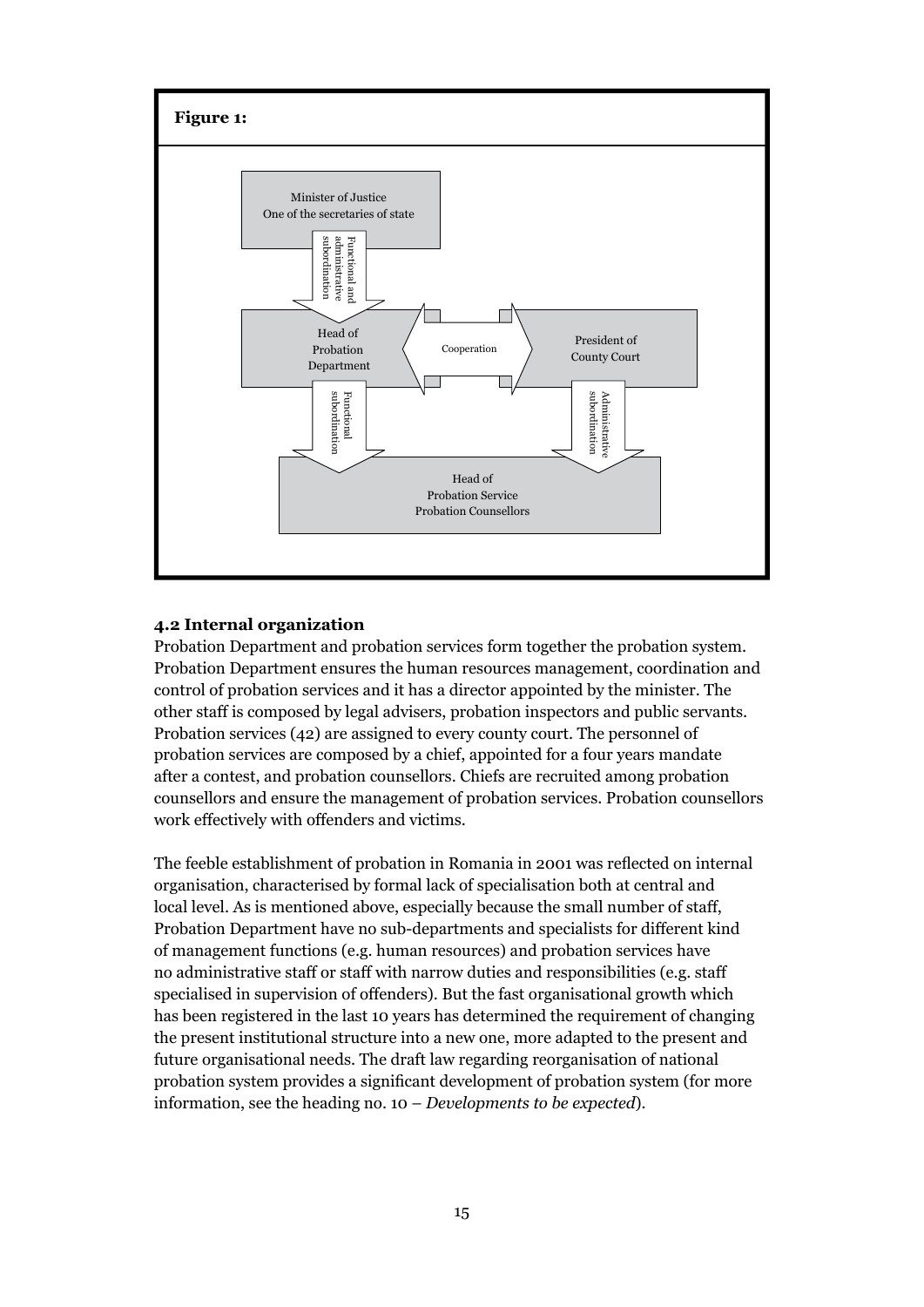**Figure 1:**

Minister of Justice
One of the secretaries of state

Functional and administrative subordination

Head of Probation Department

Cooperation

President of County Court

Functional subordination

Administrative subordination

Head of Probation Service
Probation Counsellors

### 4.2 Internal organization

Probation Department and probation services form together the probation system. Probation Department ensures the human resources management, coordination and control of probation services and it has a director appointed by the minister. The other staff is composed by legal advisers, probation inspectors and public servants. Probation services (42) are assigned to every county court. The personnel of probation services are composed by a chief, appointed for a four years mandate after a contest, and probation counsellors. Chiefs are recruited among probation counsellors and ensure the management of probation services. Probation counsellors work effectively with offenders and victims.

The feeble establishment of probation in Romania in 2001 was reflected on internal organisation, characterised by formal lack of specialisation both at central and local level. As is mentioned above, especially because the small number of staff, Probation Department have no sub-departments and specialists for different kind of management functions (e.g. human resources) and probation services have no administrative staff or staff with narrow duties and responsibilities (e.g. staff specialised in supervision of offenders). But the fast organisational growth which has been registered in the last 10 years has determined the requirement of changing the present institutional structure into a new one, more adapted to the present and future organisational needs. The draft law regarding reorganisation of national probation system provides a significant development of probation system (for more information, see the heading no. 10 – *Developments to be expected*).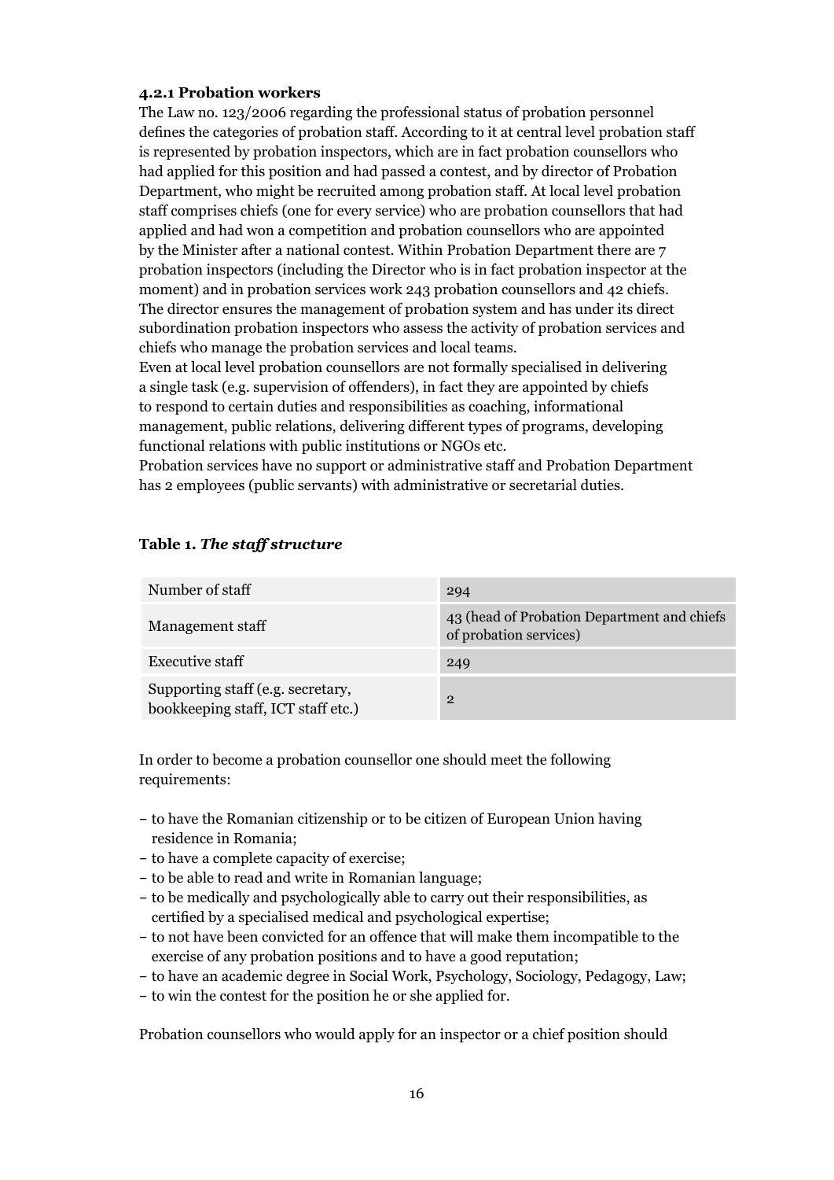#### 4.2.1 Probation workers

The Law no. 123/2006 regarding the professional status of probation personnel defines the categories of probation staff. According to it at central level probation staff is represented by probation inspectors, which are in fact probation counsellors who had applied for this position and had passed a contest, and by director of Probation Department, who might be recruited among probation staff. At local level probation staff comprises chiefs (one for every service) who are probation counsellors that had applied and had won a competition and probation counsellors who are appointed by the Minister after a national contest. Within Probation Department there are 7 probation inspectors (including the Director who is in fact probation inspector at the moment) and in probation services work 243 probation counsellors and 42 chiefs. The director ensures the management of probation system and has under its direct subordination probation inspectors who assess the activity of probation services and chiefs who manage the probation services and local teams.

Even at local level probation counsellors are not formally specialised in delivering a single task (e.g. supervision of offenders), in fact they are appointed by chiefs to respond to certain duties and responsibilities as coaching, informational management, public relations, delivering different types of programs, developing functional relations with public institutions or NGOs etc.

Probation services have no support or administrative staff and Probation Department has 2 employees (public servants) with administrative or secretarial duties.

**Table 1.** ***The staff structure***

| | |
|---|---|
| Number of staff | 294 |
| Management staff | 43 (head of Probation Department and chiefs of probation services) |
| Executive staff | 249 |
| Supporting staff (e.g. secretary, bookkeeping staff, ICT staff etc.) | 2 |

In order to become a probation counsellor one should meet the following requirements:

- to have the Romanian citizenship or to be citizen of European Union having residence in Romania;
- to have a complete capacity of exercise;
- to be able to read and write in Romanian language;
- to be medically and psychologically able to carry out their responsibilities, as certified by a specialised medical and psychological expertise;
- to not have been convicted for an offence that will make them incompatible to the exercise of any probation positions and to have a good reputation;
- to have an academic degree in Social Work, Psychology, Sociology, Pedagogy, Law;
- to win the contest for the position he or she applied for.

Probation counsellors who would apply for an inspector or a chief position should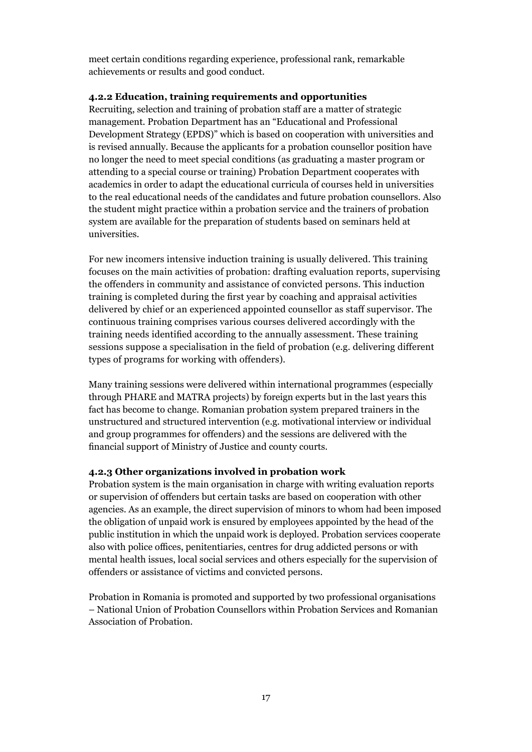meet certain conditions regarding experience, professional rank, remarkable achievements or results and good conduct.

#### 4.2.2 Education, training requirements and opportunities

Recruiting, selection and training of probation staff are a matter of strategic management. Probation Department has an "Educational and Professional Development Strategy (EPDS)" which is based on cooperation with universities and is revised annually. Because the applicants for a probation counsellor position have no longer the need to meet special conditions (as graduating a master program or attending to a special course or training) Probation Department cooperates with academics in order to adapt the educational curricula of courses held in universities to the real educational needs of the candidates and future probation counsellors. Also the student might practice within a probation service and the trainers of probation system are available for the preparation of students based on seminars held at universities.

For new incomers intensive induction training is usually delivered. This training focuses on the main activities of probation: drafting evaluation reports, supervising the offenders in community and assistance of convicted persons. This induction training is completed during the first year by coaching and appraisal activities delivered by chief or an experienced appointed counsellor as staff supervisor. The continuous training comprises various courses delivered accordingly with the training needs identified according to the annually assessment. These training sessions suppose a specialisation in the field of probation (e.g. delivering different types of programs for working with offenders).

Many training sessions were delivered within international programmes (especially through PHARE and MATRA projects) by foreign experts but in the last years this fact has become to change. Romanian probation system prepared trainers in the unstructured and structured intervention (e.g. motivational interview or individual and group programmes for offenders) and the sessions are delivered with the financial support of Ministry of Justice and county courts.

#### 4.2.3 Other organizations involved in probation work

Probation system is the main organisation in charge with writing evaluation reports or supervision of offenders but certain tasks are based on cooperation with other agencies. As an example, the direct supervision of minors to whom had been imposed the obligation of unpaid work is ensured by employees appointed by the head of the public institution in which the unpaid work is deployed. Probation services cooperate also with police offices, penitentiaries, centres for drug addicted persons or with mental health issues, local social services and others especially for the supervision of offenders or assistance of victims and convicted persons.

Probation in Romania is promoted and supported by two professional organisations – National Union of Probation Counsellors within Probation Services and Romanian Association of Probation.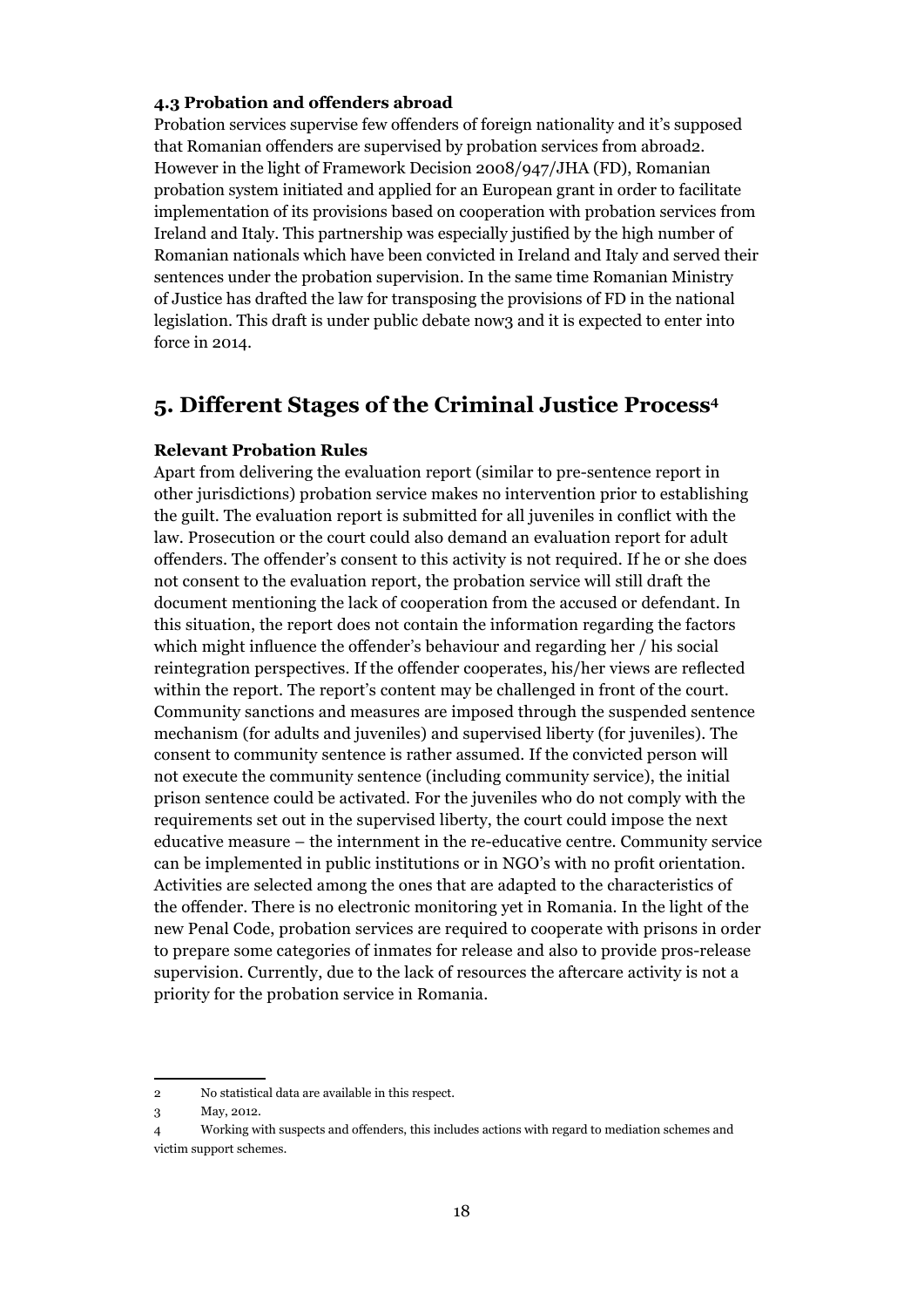### 4.3 Probation and offenders abroad

Probation services supervise few offenders of foreign nationality and it's supposed that Romanian offenders are supervised by probation services from abroad[2]. However in the light of Framework Decision 2008/947/JHA (FD), Romanian probation system initiated and applied for an European grant in order to facilitate implementation of its provisions based on cooperation with probation services from Ireland and Italy. This partnership was especially justified by the high number of Romanian nationals which have been convicted in Ireland and Italy and served their sentences under the probation supervision. In the same time Romanian Ministry of Justice has drafted the law for transposing the provisions of FD in the national legislation. This draft is under public debate now[3] and it is expected to enter into force in 2014.

## 5. Different Stages of the Criminal Justice Process[4]

**Relevant Probation Rules**

Apart from delivering the evaluation report (similar to pre-sentence report in other jurisdictions) probation service makes no intervention prior to establishing the guilt. The evaluation report is submitted for all juveniles in conflict with the law. Prosecution or the court could also demand an evaluation report for adult offenders. The offender's consent to this activity is not required. If he or she does not consent to the evaluation report, the probation service will still draft the document mentioning the lack of cooperation from the accused or defendant. In this situation, the report does not contain the information regarding the factors which might influence the offender's behaviour and regarding her / his social reintegration perspectives. If the offender cooperates, his/her views are reflected within the report. The report's content may be challenged in front of the court. Community sanctions and measures are imposed through the suspended sentence mechanism (for adults and juveniles) and supervised liberty (for juveniles). The consent to community sentence is rather assumed. If the convicted person will not execute the community sentence (including community service), the initial prison sentence could be activated. For the juveniles who do not comply with the requirements set out in the supervised liberty, the court could impose the next educative measure – the internment in the re-educative centre. Community service can be implemented in public institutions or in NGO's with no profit orientation. Activities are selected among the ones that are adapted to the characteristics of the offender. There is no electronic monitoring yet in Romania. In the light of the new Penal Code, probation services are required to cooperate with prisons in order to prepare some categories of inmates for release and also to provide pros-release supervision. Currently, due to the lack of resources the aftercare activity is not a priority for the probation service in Romania.

---

2 No statistical data are available in this respect.

3 May, 2012.

4 Working with suspects and offenders, this includes actions with regard to mediation schemes and victim support schemes.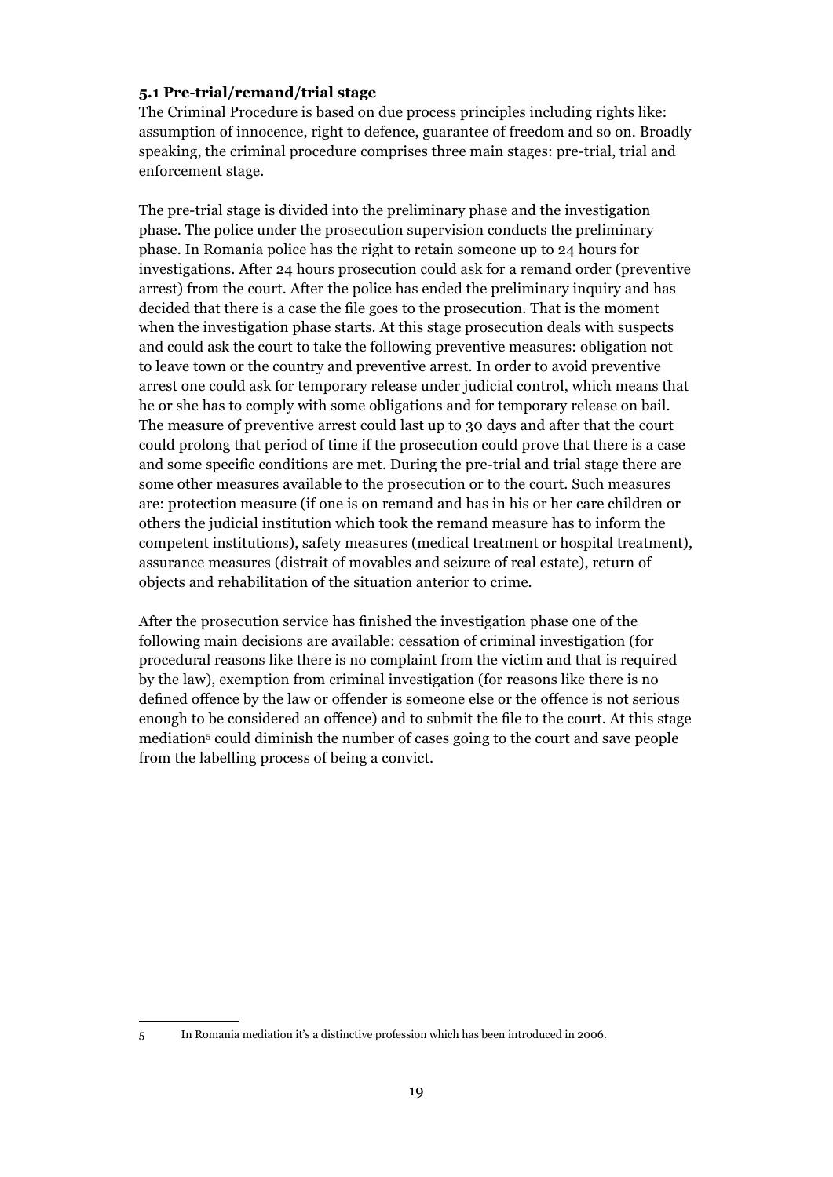### 5.1 Pre-trial/remand/trial stage

The Criminal Procedure is based on due process principles including rights like: assumption of innocence, right to defence, guarantee of freedom and so on. Broadly speaking, the criminal procedure comprises three main stages: pre-trial, trial and enforcement stage.

The pre-trial stage is divided into the preliminary phase and the investigation phase. The police under the prosecution supervision conducts the preliminary phase. In Romania police has the right to retain someone up to 24 hours for investigations. After 24 hours prosecution could ask for a remand order (preventive arrest) from the court. After the police has ended the preliminary inquiry and has decided that there is a case the file goes to the prosecution. That is the moment when the investigation phase starts. At this stage prosecution deals with suspects and could ask the court to take the following preventive measures: obligation not to leave town or the country and preventive arrest. In order to avoid preventive arrest one could ask for temporary release under judicial control, which means that he or she has to comply with some obligations and for temporary release on bail. The measure of preventive arrest could last up to 30 days and after that the court could prolong that period of time if the prosecution could prove that there is a case and some specific conditions are met. During the pre-trial and trial stage there are some other measures available to the prosecution or to the court. Such measures are: protection measure (if one is on remand and has in his or her care children or others the judicial institution which took the remand measure has to inform the competent institutions), safety measures (medical treatment or hospital treatment), assurance measures (distrait of movables and seizure of real estate), return of objects and rehabilitation of the situation anterior to crime.

After the prosecution service has finished the investigation phase one of the following main decisions are available: cessation of criminal investigation (for procedural reasons like there is no complaint from the victim and that is required by the law), exemption from criminal investigation (for reasons like there is no defined offence by the law or offender is someone else or the offence is not serious enough to be considered an offence) and to submit the file to the court. At this stage mediation[5] could diminish the number of cases going to the court and save people from the labelling process of being a convict.

---

[5] In Romania mediation it's a distinctive profession which has been introduced in 2006.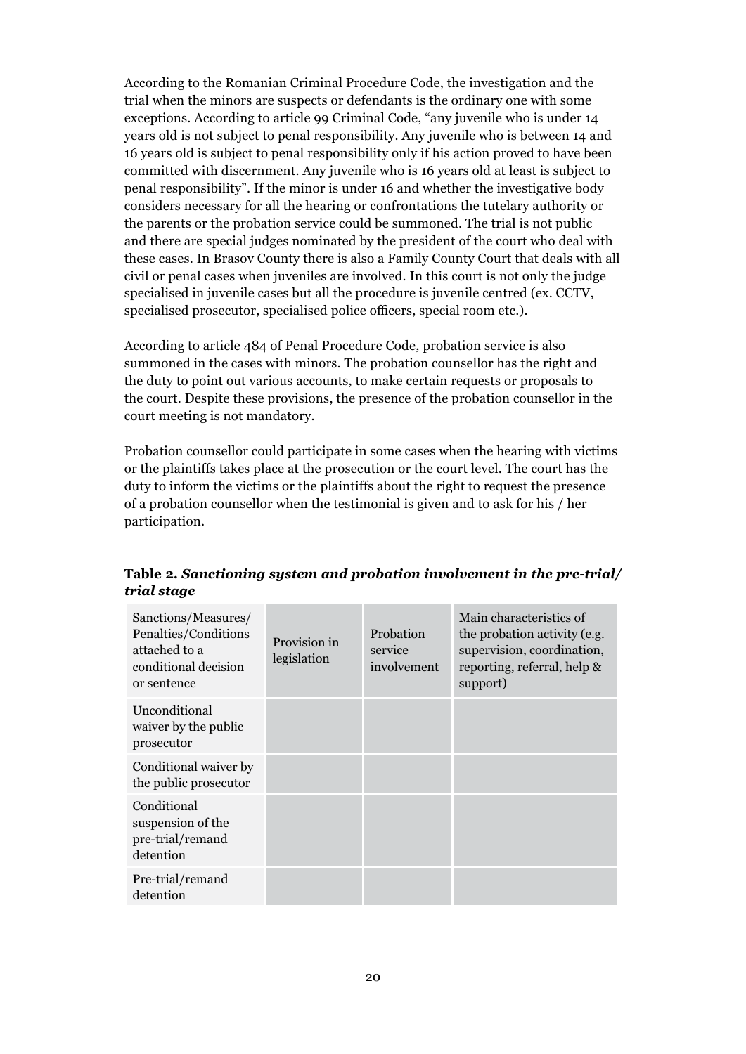According to the Romanian Criminal Procedure Code, the investigation and the trial when the minors are suspects or defendants is the ordinary one with some exceptions. According to article 99 Criminal Code, "any juvenile who is under 14 years old is not subject to penal responsibility. Any juvenile who is between 14 and 16 years old is subject to penal responsibility only if his action proved to have been committed with discernment. Any juvenile who is 16 years old at least is subject to penal responsibility". If the minor is under 16 and whether the investigative body considers necessary for all the hearing or confrontations the tutelary authority or the parents or the probation service could be summoned. The trial is not public and there are special judges nominated by the president of the court who deal with these cases. In Brasov County there is also a Family County Court that deals with all civil or penal cases when juveniles are involved. In this court is not only the judge specialised in juvenile cases but all the procedure is juvenile centred (ex. CCTV, specialised prosecutor, specialised police officers, special room etc.).

According to article 484 of Penal Procedure Code, probation service is also summoned in the cases with minors. The probation counsellor has the right and the duty to point out various accounts, to make certain requests or proposals to the court. Despite these provisions, the presence of the probation counsellor in the court meeting is not mandatory.

Probation counsellor could participate in some cases when the hearing with victims or the plaintiffs takes place at the prosecution or the court level. The court has the duty to inform the victims or the plaintiffs about the right to request the presence of a probation counsellor when the testimonial is given and to ask for his / her participation.

**Table 2.** ***Sanctioning system and probation involvement in the pre-trial/ trial stage***

| Sanctions/Measures/ Penalties/Conditions attached to a conditional decision or sentence | Provision in legislation | Probation service involvement | Main characteristics of the probation activity (e.g. supervision, coordination, reporting, referral, help & support) |
|---|---|---|---|
| Unconditional waiver by the public prosecutor | | | |
| Conditional waiver by the public prosecutor | | | |
| Conditional suspension of the pre-trial/remand detention | | | |
| Pre-trial/remand detention | | | |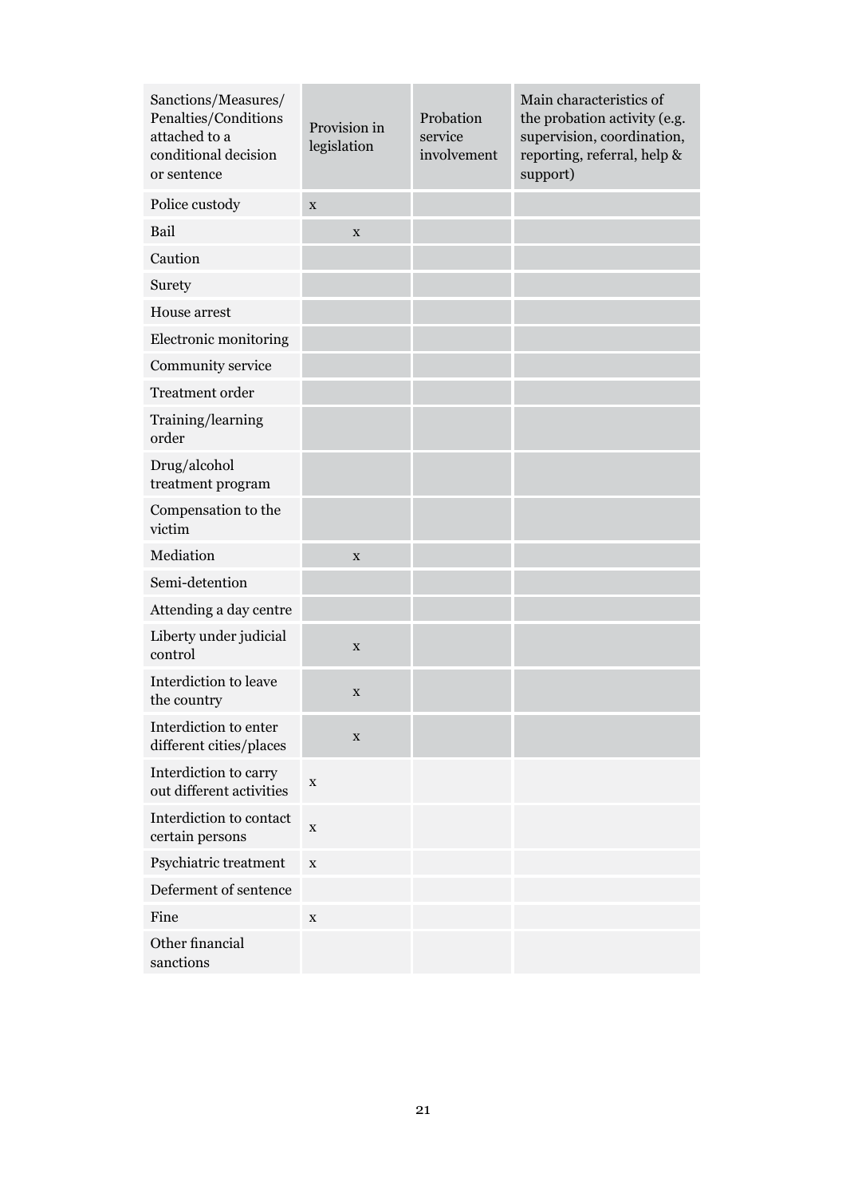| Sanctions/Measures/ Penalties/Conditions attached to a conditional decision or sentence | Provision in legislation | Probation service involvement | Main characteristics of the probation activity (e.g. supervision, coordination, reporting, referral, help & support) |
|---|---|---|---|
| Police custody | x | | |
| Bail | x | | |
| Caution | | | |
| Surety | | | |
| House arrest | | | |
| Electronic monitoring | | | |
| Community service | | | |
| Treatment order | | | |
| Training/learning order | | | |
| Drug/alcohol treatment program | | | |
| Compensation to the victim | | | |
| Mediation | x | | |
| Semi-detention | | | |
| Attending a day centre | | | |
| Liberty under judicial control | x | | |
| Interdiction to leave the country | x | | |
| Interdiction to enter different cities/places | x | | |
| Interdiction to carry out different activities | x | | |
| Interdiction to contact certain persons | x | | |
| Psychiatric treatment | x | | |
| Deferment of sentence | | | |
| Fine | x | | |
| Other financial sanctions | | | |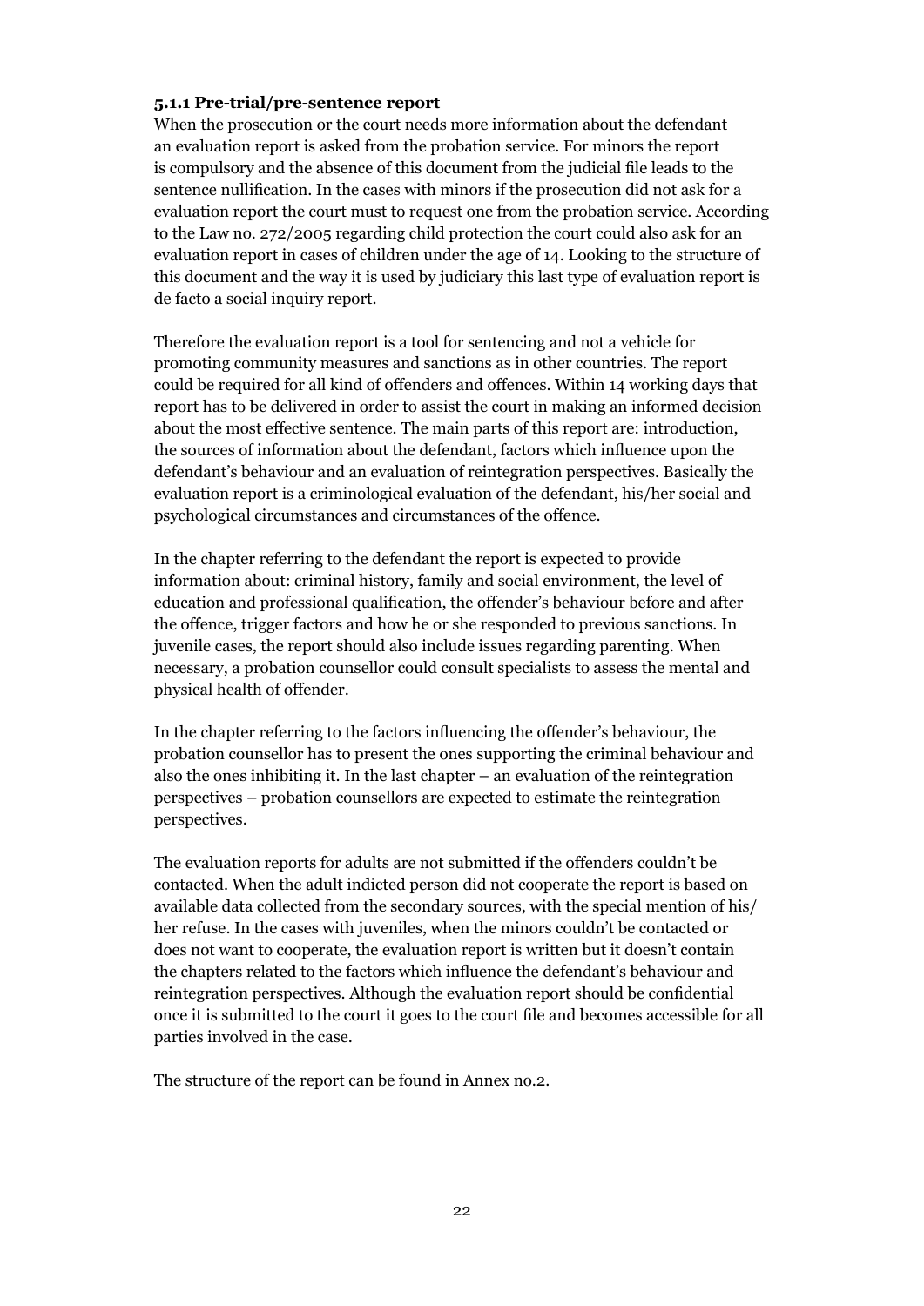**5.1.1 Pre-trial/pre-sentence report**

When the prosecution or the court needs more information about the defendant an evaluation report is asked from the probation service. For minors the report is compulsory and the absence of this document from the judicial file leads to the sentence nullification. In the cases with minors if the prosecution did not ask for a evaluation report the court must to request one from the probation service. According to the Law no. 272/2005 regarding child protection the court could also ask for an evaluation report in cases of children under the age of 14. Looking to the structure of this document and the way it is used by judiciary this last type of evaluation report is de facto a social inquiry report.

Therefore the evaluation report is a tool for sentencing and not a vehicle for promoting community measures and sanctions as in other countries. The report could be required for all kind of offenders and offences. Within 14 working days that report has to be delivered in order to assist the court in making an informed decision about the most effective sentence. The main parts of this report are: introduction, the sources of information about the defendant, factors which influence upon the defendant's behaviour and an evaluation of reintegration perspectives. Basically the evaluation report is a criminological evaluation of the defendant, his/her social and psychological circumstances and circumstances of the offence.

In the chapter referring to the defendant the report is expected to provide information about: criminal history, family and social environment, the level of education and professional qualification, the offender's behaviour before and after the offence, trigger factors and how he or she responded to previous sanctions. In juvenile cases, the report should also include issues regarding parenting. When necessary, a probation counsellor could consult specialists to assess the mental and physical health of offender.

In the chapter referring to the factors influencing the offender's behaviour, the probation counsellor has to present the ones supporting the criminal behaviour and also the ones inhibiting it. In the last chapter – an evaluation of the reintegration perspectives – probation counsellors are expected to estimate the reintegration perspectives.

The evaluation reports for adults are not submitted if the offenders couldn't be contacted. When the adult indicted person did not cooperate the report is based on available data collected from the secondary sources, with the special mention of his/her refuse. In the cases with juveniles, when the minors couldn't be contacted or does not want to cooperate, the evaluation report is written but it doesn't contain the chapters related to the factors which influence the defendant's behaviour and reintegration perspectives. Although the evaluation report should be confidential once it is submitted to the court it goes to the court file and becomes accessible for all parties involved in the case.

The structure of the report can be found in Annex no.2.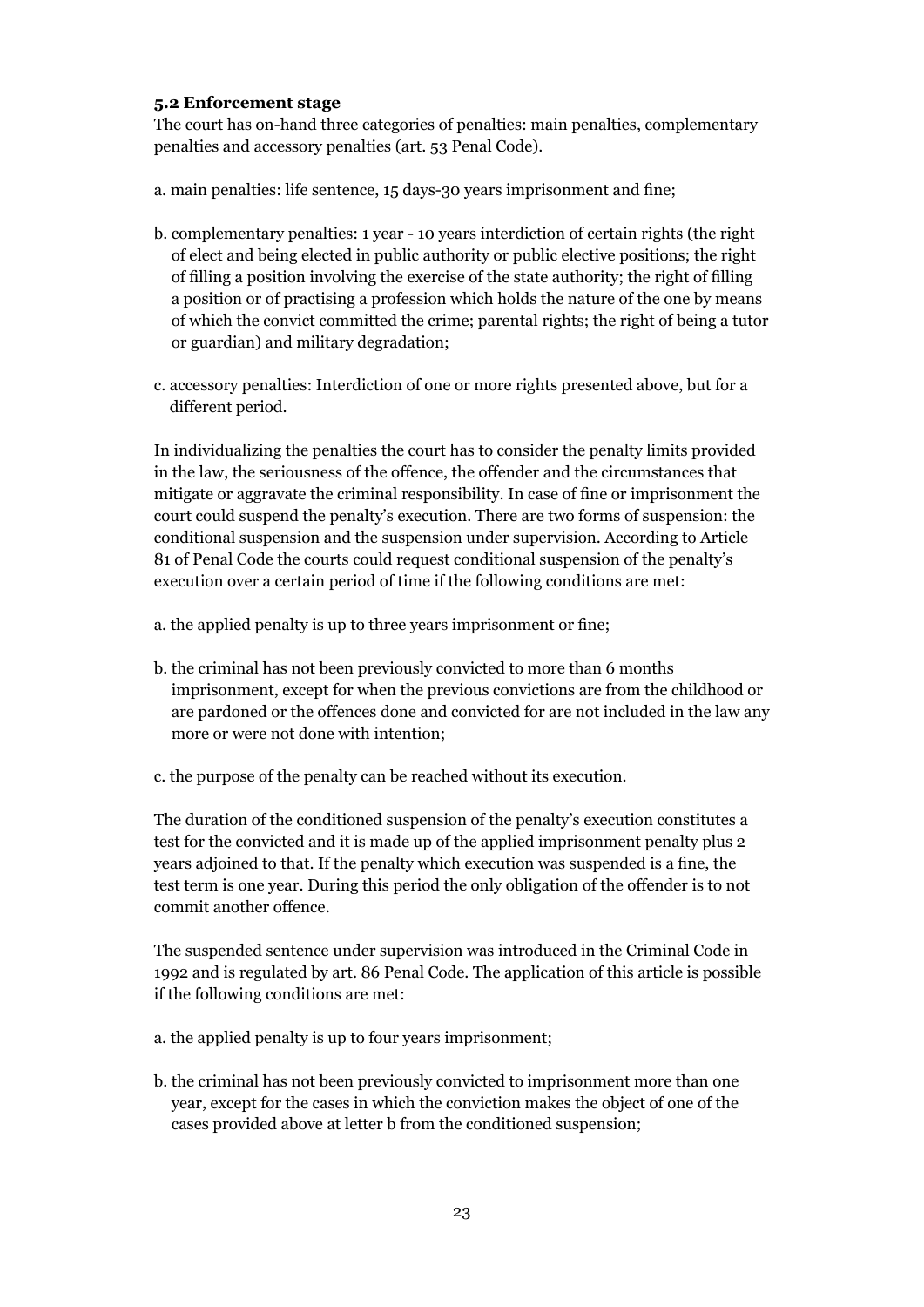**5.2 Enforcement stage**

The court has on-hand three categories of penalties: main penalties, complementary penalties and accessory penalties (art. 53 Penal Code).

a. main penalties: life sentence, 15 days-30 years imprisonment and fine;

b. complementary penalties: 1 year - 10 years interdiction of certain rights (the right of elect and being elected in public authority or public elective positions; the right of filling a position involving the exercise of the state authority; the right of filling a position or of practising a profession which holds the nature of the one by means of which the convict committed the crime; parental rights; the right of being a tutor or guardian) and military degradation;

c. accessory penalties: Interdiction of one or more rights presented above, but for a different period.

In individualizing the penalties the court has to consider the penalty limits provided in the law, the seriousness of the offence, the offender and the circumstances that mitigate or aggravate the criminal responsibility. In case of fine or imprisonment the court could suspend the penalty's execution. There are two forms of suspension: the conditional suspension and the suspension under supervision. According to Article 81 of Penal Code the courts could request conditional suspension of the penalty's execution over a certain period of time if the following conditions are met:

a. the applied penalty is up to three years imprisonment or fine;

b. the criminal has not been previously convicted to more than 6 months imprisonment, except for when the previous convictions are from the childhood or are pardoned or the offences done and convicted for are not included in the law any more or were not done with intention;

c. the purpose of the penalty can be reached without its execution.

The duration of the conditioned suspension of the penalty's execution constitutes a test for the convicted and it is made up of the applied imprisonment penalty plus 2 years adjoined to that. If the penalty which execution was suspended is a fine, the test term is one year. During this period the only obligation of the offender is to not commit another offence.

The suspended sentence under supervision was introduced in the Criminal Code in 1992 and is regulated by art. 86 Penal Code. The application of this article is possible if the following conditions are met:

a. the applied penalty is up to four years imprisonment;

b. the criminal has not been previously convicted to imprisonment more than one year, except for the cases in which the conviction makes the object of one of the cases provided above at letter b from the conditioned suspension;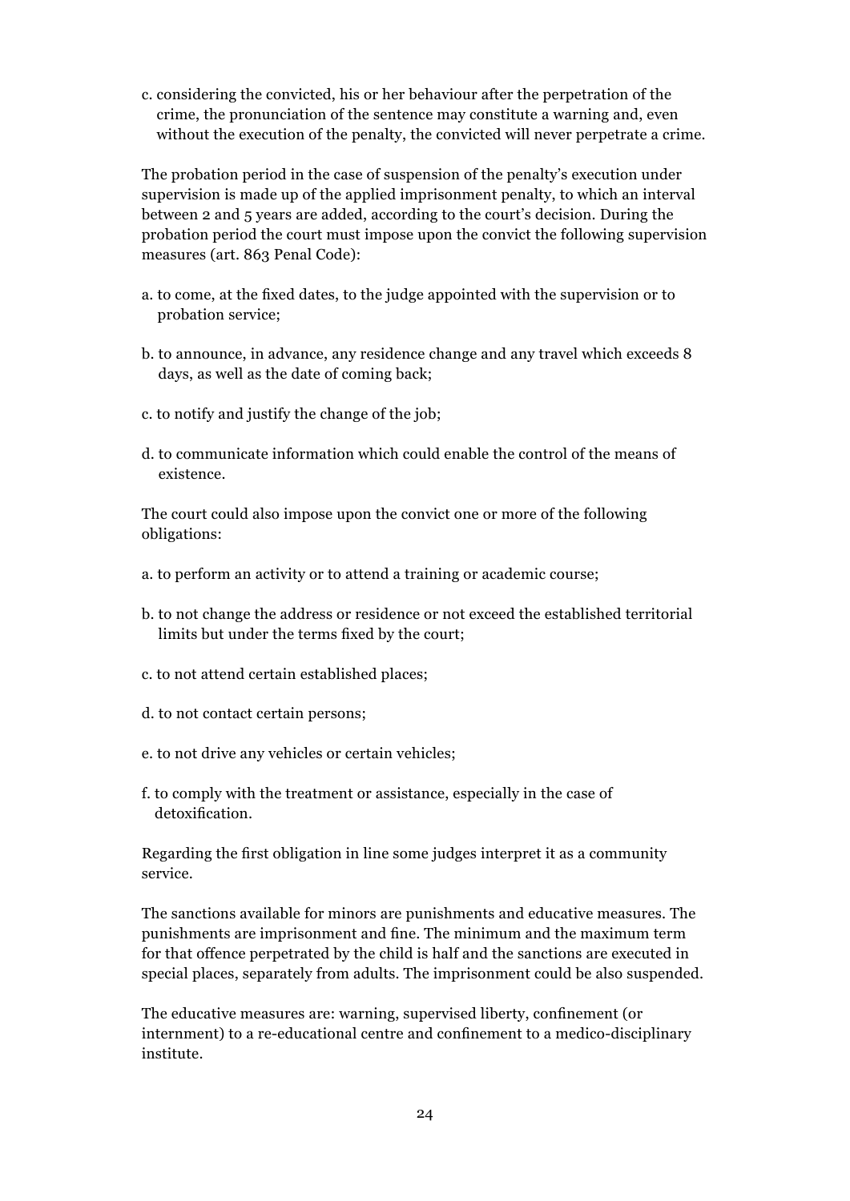c. considering the convicted, his or her behaviour after the perpetration of the crime, the pronunciation of the sentence may constitute a warning and, even without the execution of the penalty, the convicted will never perpetrate a crime.

The probation period in the case of suspension of the penalty's execution under supervision is made up of the applied imprisonment penalty, to which an interval between 2 and 5 years are added, according to the court's decision. During the probation period the court must impose upon the convict the following supervision measures (art. 863 Penal Code):

a. to come, at the fixed dates, to the judge appointed with the supervision or to probation service;

b. to announce, in advance, any residence change and any travel which exceeds 8 days, as well as the date of coming back;

c. to notify and justify the change of the job;

d. to communicate information which could enable the control of the means of existence.

The court could also impose upon the convict one or more of the following obligations:

a. to perform an activity or to attend a training or academic course;

b. to not change the address or residence or not exceed the established territorial limits but under the terms fixed by the court;

c. to not attend certain established places;

d. to not contact certain persons;

e. to not drive any vehicles or certain vehicles;

f. to comply with the treatment or assistance, especially in the case of detoxification.

Regarding the first obligation in line some judges interpret it as a community service.

The sanctions available for minors are punishments and educative measures. The punishments are imprisonment and fine. The minimum and the maximum term for that offence perpetrated by the child is half and the sanctions are executed in special places, separately from adults. The imprisonment could be also suspended.

The educative measures are: warning, supervised liberty, confinement (or internment) to a re-educational centre and confinement to a medico-disciplinary institute.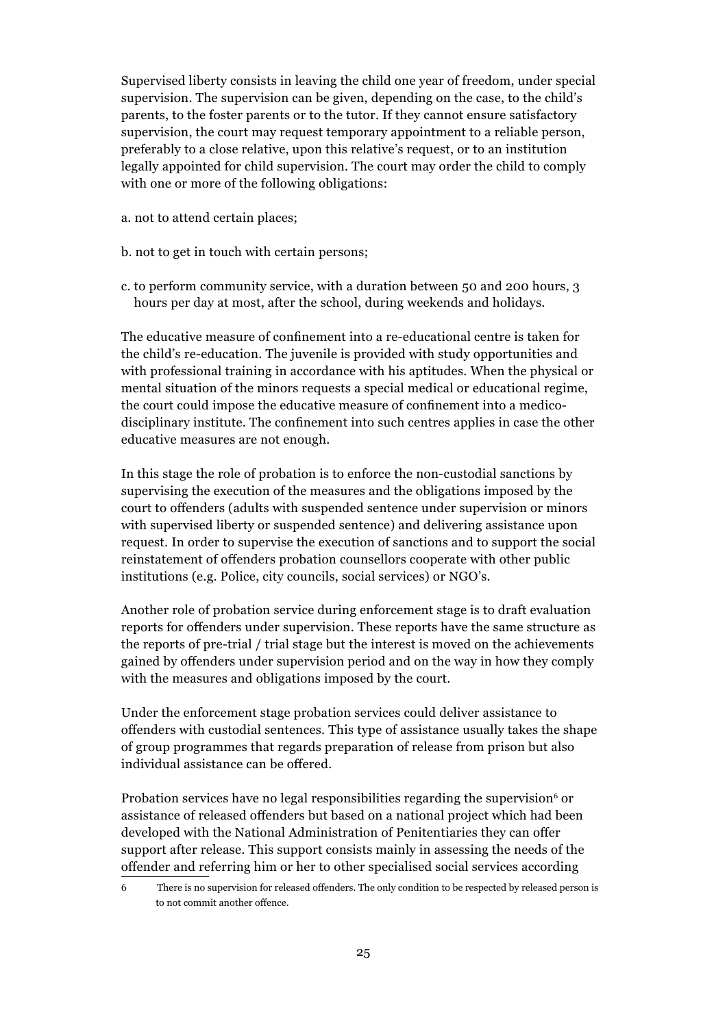Supervised liberty consists in leaving the child one year of freedom, under special supervision. The supervision can be given, depending on the case, to the child's parents, to the foster parents or to the tutor. If they cannot ensure satisfactory supervision, the court may request temporary appointment to a reliable person, preferably to a close relative, upon this relative's request, or to an institution legally appointed for child supervision. The court may order the child to comply with one or more of the following obligations:

a. not to attend certain places;

b. not to get in touch with certain persons;

c. to perform community service, with a duration between 50 and 200 hours, 3 hours per day at most, after the school, during weekends and holidays.

The educative measure of confinement into a re-educational centre is taken for the child's re-education. The juvenile is provided with study opportunities and with professional training in accordance with his aptitudes. When the physical or mental situation of the minors requests a special medical or educational regime, the court could impose the educative measure of confinement into a medico-disciplinary institute. The confinement into such centres applies in case the other educative measures are not enough.

In this stage the role of probation is to enforce the non-custodial sanctions by supervising the execution of the measures and the obligations imposed by the court to offenders (adults with suspended sentence under supervision or minors with supervised liberty or suspended sentence) and delivering assistance upon request. In order to supervise the execution of sanctions and to support the social reinstatement of offenders probation counsellors cooperate with other public institutions (e.g. Police, city councils, social services) or NGO's.

Another role of probation service during enforcement stage is to draft evaluation reports for offenders under supervision. These reports have the same structure as the reports of pre-trial / trial stage but the interest is moved on the achievements gained by offenders under supervision period and on the way in how they comply with the measures and obligations imposed by the court.

Under the enforcement stage probation services could deliver assistance to offenders with custodial sentences. This type of assistance usually takes the shape of group programmes that regards preparation of release from prison but also individual assistance can be offered.

Probation services have no legal responsibilities regarding the supervision[6] or assistance of released offenders but based on a national project which had been developed with the National Administration of Penitentiaries they can offer support after release. This support consists mainly in assessing the needs of the offender and referring him or her to other specialised social services according

6 There is no supervision for released offenders. The only condition to be respected by released person is to not commit another offence.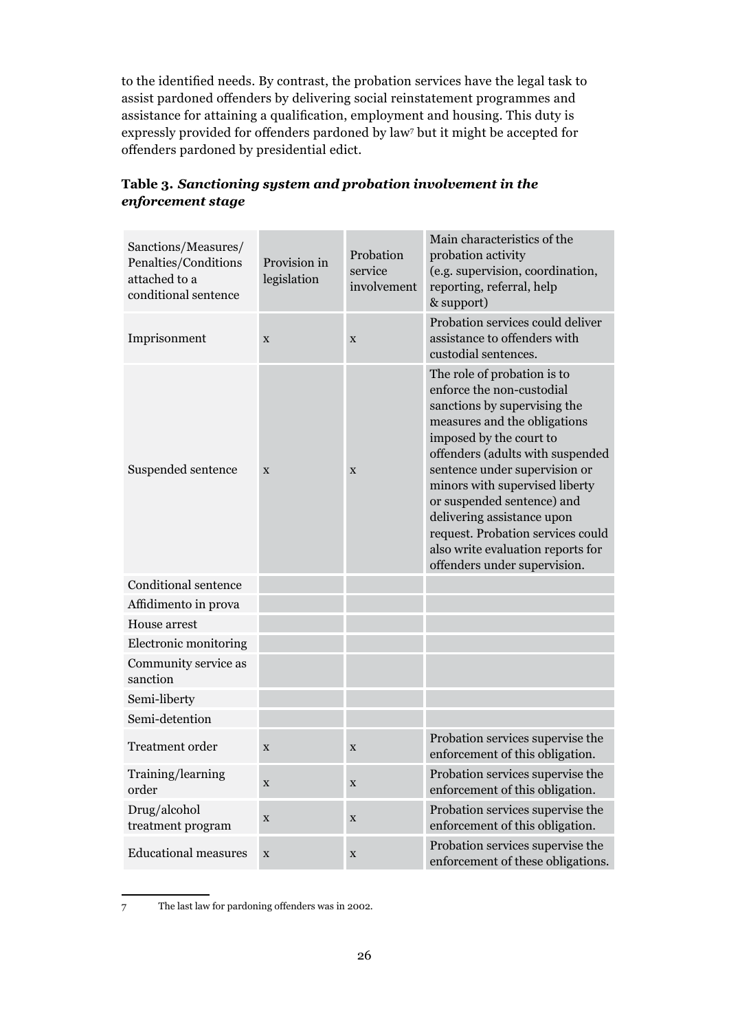to the identified needs. By contrast, the probation services have the legal task to assist pardoned offenders by delivering social reinstatement programmes and assistance for attaining a qualification, employment and housing. This duty is expressly provided for offenders pardoned by law[7] but it might be accepted for offenders pardoned by presidential edict.

**Table 3.** ***Sanctioning system and probation involvement in the enforcement stage***

| Sanctions/Measures/ Penalties/Conditions attached to a conditional sentence | Provision in legislation | Probation service involvement | Main characteristics of the probation activity (e.g. supervision, coordination, reporting, referral, help & support) |
|---|---|---|---|
| Imprisonment | x | x | Probation services could deliver assistance to offenders with custodial sentences. |
| Suspended sentence | x | x | The role of probation is to enforce the non-custodial sanctions by supervising the measures and the obligations imposed by the court to offenders (adults with suspended sentence under supervision or minors with supervised liberty or suspended sentence) and delivering assistance upon request. Probation services could also write evaluation reports for offenders under supervision. |
| Conditional sentence | | | |
| Affidimento in prova | | | |
| House arrest | | | |
| Electronic monitoring | | | |
| Community service as sanction | | | |
| Semi-liberty | | | |
| Semi-detention | | | |
| Treatment order | x | x | Probation services supervise the enforcement of this obligation. |
| Training/learning order | x | x | Probation services supervise the enforcement of this obligation. |
| Drug/alcohol treatment program | x | x | Probation services supervise the enforcement of this obligation. |
| Educational measures | x | x | Probation services supervise the enforcement of these obligations. |

7 The last law for pardoning offenders was in 2002.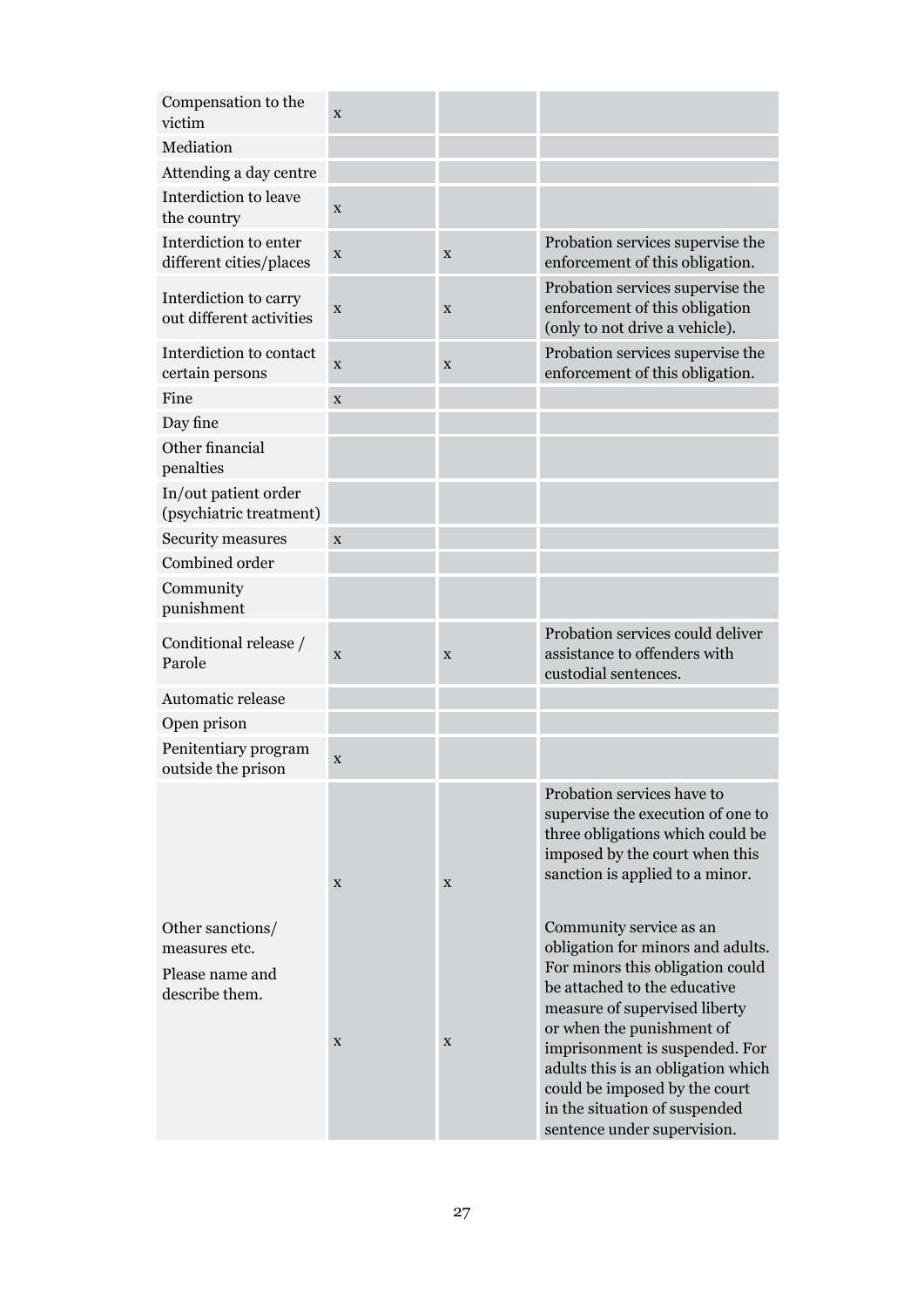| | | | |
|---|---|---|---|
| Compensation to the victim | x | | |
| Mediation | | | |
| Attending a day centre | | | |
| Interdiction to leave the country | x | | |
| Interdiction to enter different cities/places | x | x | Probation services supervise the enforcement of this obligation. |
| Interdiction to carry out different activities | x | x | Probation services supervise the enforcement of this obligation (only to not drive a vehicle). |
| Interdiction to contact certain persons | x | x | Probation services supervise the enforcement of this obligation. |
| Fine | x | | |
| Day fine | | | |
| Other financial penalties | | | |
| In/out patient order (psychiatric treatment) | | | |
| Security measures | x | | |
| Combined order | | | |
| Community punishment | | | |
| Conditional release / Parole | x | x | Probation services could deliver assistance to offenders with custodial sentences. |
| Automatic release | | | |
| Open prison | | | |
| Penitentiary program outside the prison | x | | |
| Other sanctions/ measures etc. Please name and describe them. | x | x | Probation services have to supervise the execution of one to three obligations which could be imposed by the court when this sanction is applied to a minor. |
| | x | x | Community service as an obligation for minors and adults. For minors this obligation could be attached to the educative measure of supervised liberty or when the punishment of imprisonment is suspended. For adults this is an obligation which could be imposed by the court in the situation of suspended sentence under supervision. |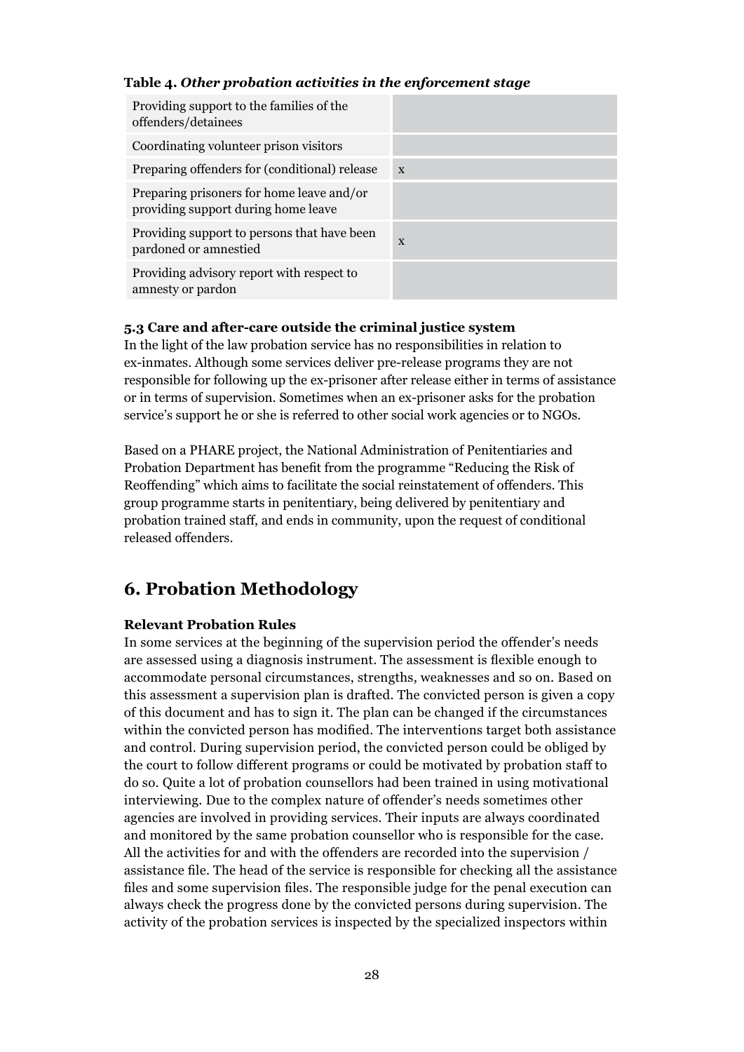**Table 4.** ***Other probation activities in the enforcement stage***

| | |
|---|---|
| Providing support to the families of the offenders/detainees | |
| Coordinating volunteer prison visitors | |
| Preparing offenders for (conditional) release | x |
| Preparing prisoners for home leave and/or providing support during home leave | |
| Providing support to persons that have been pardoned or amnestied | x |
| Providing advisory report with respect to amnesty or pardon | |

#### 5.3 Care and after-care outside the criminal justice system

In the light of the law probation service has no responsibilities in relation to ex-inmates. Although some services deliver pre-release programs they are not responsible for following up the ex-prisoner after release either in terms of assistance or in terms of supervision. Sometimes when an ex-prisoner asks for the probation service's support he or she is referred to other social work agencies or to NGOs.

Based on a PHARE project, the National Administration of Penitentiaries and Probation Department has benefit from the programme "Reducing the Risk of Reoffending" which aims to facilitate the social reinstatement of offenders. This group programme starts in penitentiary, being delivered by penitentiary and probation trained staff, and ends in community, upon the request of conditional released offenders.

## 6. Probation Methodology

#### Relevant Probation Rules

In some services at the beginning of the supervision period the offender's needs are assessed using a diagnosis instrument. The assessment is flexible enough to accommodate personal circumstances, strengths, weaknesses and so on. Based on this assessment a supervision plan is drafted. The convicted person is given a copy of this document and has to sign it. The plan can be changed if the circumstances within the convicted person has modified. The interventions target both assistance and control. During supervision period, the convicted person could be obliged by the court to follow different programs or could be motivated by probation staff to do so. Quite a lot of probation counsellors had been trained in using motivational interviewing. Due to the complex nature of offender's needs sometimes other agencies are involved in providing services. Their inputs are always coordinated and monitored by the same probation counsellor who is responsible for the case. All the activities for and with the offenders are recorded into the supervision / assistance file. The head of the service is responsible for checking all the assistance files and some supervision files. The responsible judge for the penal execution can always check the progress done by the convicted persons during supervision. The activity of the probation services is inspected by the specialized inspectors within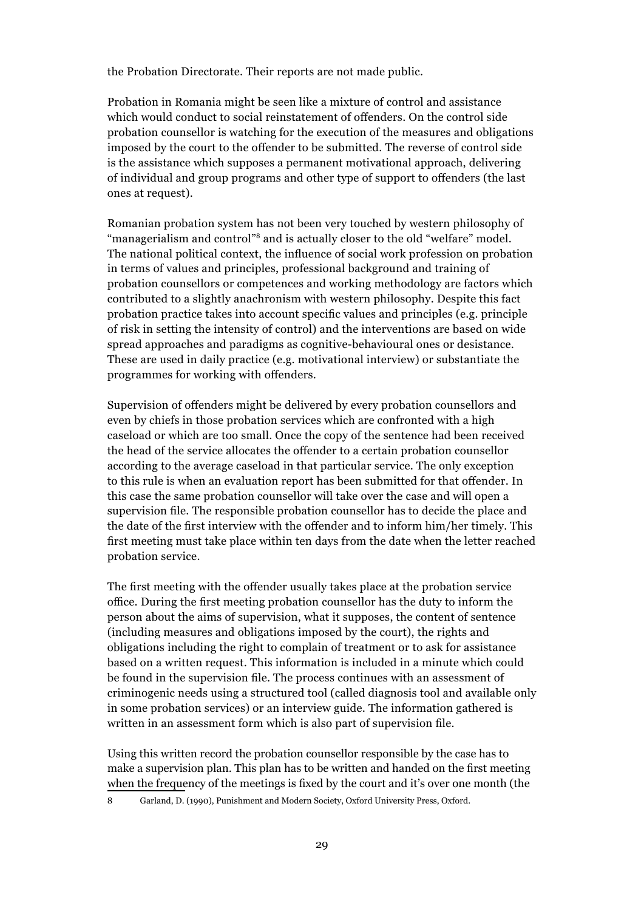the Probation Directorate. Their reports are not made public.

Probation in Romania might be seen like a mixture of control and assistance which would conduct to social reinstatement of offenders. On the control side probation counsellor is watching for the execution of the measures and obligations imposed by the court to the offender to be submitted. The reverse of control side is the assistance which supposes a permanent motivational approach, delivering of individual and group programs and other type of support to offenders (the last ones at request).

Romanian probation system has not been very touched by western philosophy of "managerialism and control"[8] and is actually closer to the old "welfare" model. The national political context, the influence of social work profession on probation in terms of values and principles, professional background and training of probation counsellors or competences and working methodology are factors which contributed to a slightly anachronism with western philosophy. Despite this fact probation practice takes into account specific values and principles (e.g. principle of risk in setting the intensity of control) and the interventions are based on wide spread approaches and paradigms as cognitive-behavioural ones or desistance. These are used in daily practice (e.g. motivational interview) or substantiate the programmes for working with offenders.

Supervision of offenders might be delivered by every probation counsellors and even by chiefs in those probation services which are confronted with a high caseload or which are too small. Once the copy of the sentence had been received the head of the service allocates the offender to a certain probation counsellor according to the average caseload in that particular service. The only exception to this rule is when an evaluation report has been submitted for that offender. In this case the same probation counsellor will take over the case and will open a supervision file. The responsible probation counsellor has to decide the place and the date of the first interview with the offender and to inform him/her timely. This first meeting must take place within ten days from the date when the letter reached probation service.

The first meeting with the offender usually takes place at the probation service office. During the first meeting probation counsellor has the duty to inform the person about the aims of supervision, what it supposes, the content of sentence (including measures and obligations imposed by the court), the rights and obligations including the right to complain of treatment or to ask for assistance based on a written request. This information is included in a minute which could be found in the supervision file. The process continues with an assessment of criminogenic needs using a structured tool (called diagnosis tool and available only in some probation services) or an interview guide. The information gathered is written in an assessment form which is also part of supervision file.

Using this written record the probation counsellor responsible by the case has to make a supervision plan. This plan has to be written and handed on the first meeting when the frequency of the meetings is fixed by the court and it's over one month (the

8 Garland, D. (1990), Punishment and Modern Society, Oxford University Press, Oxford.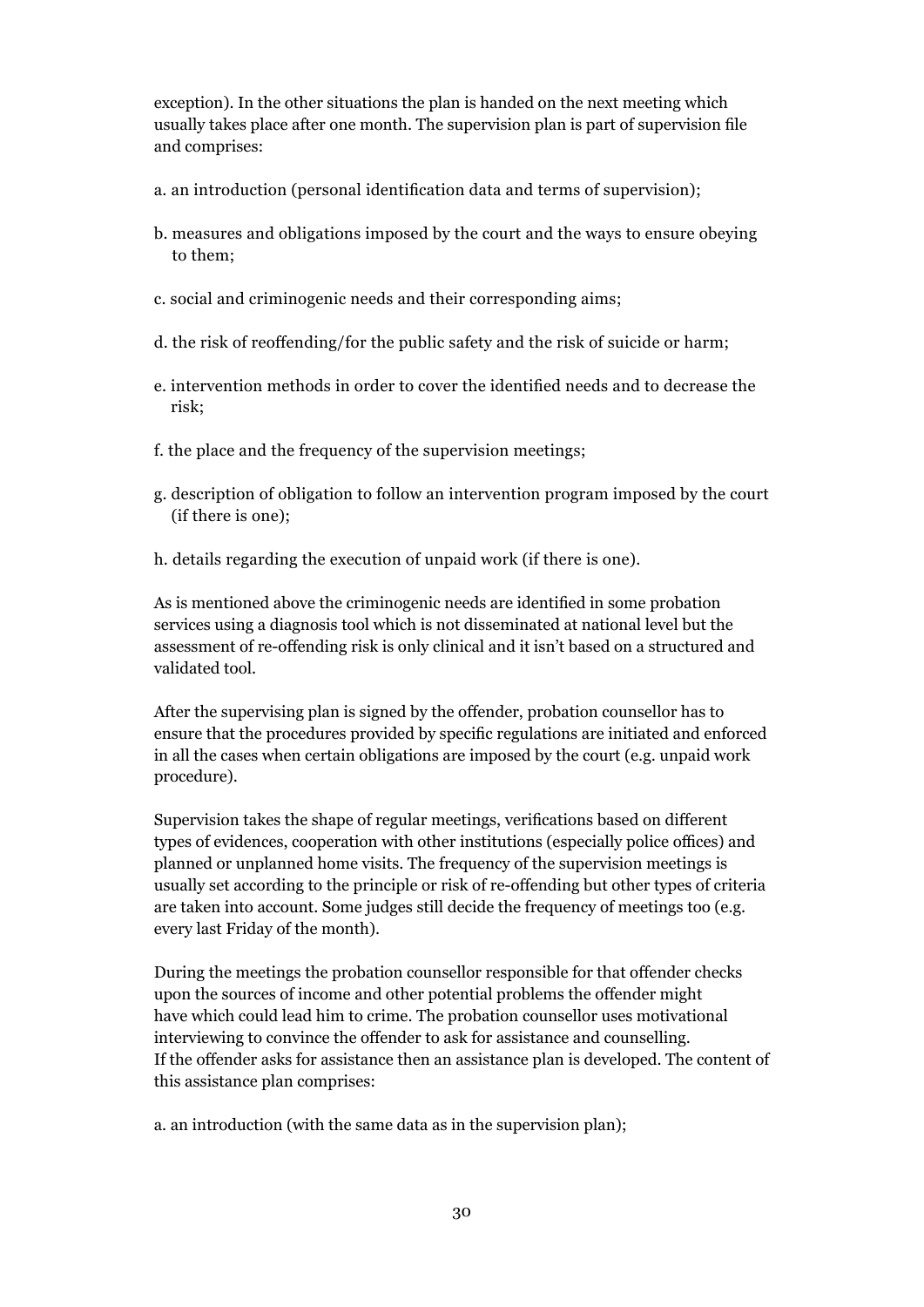exception). In the other situations the plan is handed on the next meeting which usually takes place after one month. The supervision plan is part of supervision file and comprises:

a. an introduction (personal identification data and terms of supervision);

b. measures and obligations imposed by the court and the ways to ensure obeying to them;

c. social and criminogenic needs and their corresponding aims;

d. the risk of reoffending/for the public safety and the risk of suicide or harm;

e. intervention methods in order to cover the identified needs and to decrease the risk;

f. the place and the frequency of the supervision meetings;

g. description of obligation to follow an intervention program imposed by the court (if there is one);

h. details regarding the execution of unpaid work (if there is one).

As is mentioned above the criminogenic needs are identified in some probation services using a diagnosis tool which is not disseminated at national level but the assessment of re-offending risk is only clinical and it isn't based on a structured and validated tool.

After the supervising plan is signed by the offender, probation counsellor has to ensure that the procedures provided by specific regulations are initiated and enforced in all the cases when certain obligations are imposed by the court (e.g. unpaid work procedure).

Supervision takes the shape of regular meetings, verifications based on different types of evidences, cooperation with other institutions (especially police offices) and planned or unplanned home visits. The frequency of the supervision meetings is usually set according to the principle or risk of re-offending but other types of criteria are taken into account. Some judges still decide the frequency of meetings too (e.g. every last Friday of the month).

During the meetings the probation counsellor responsible for that offender checks upon the sources of income and other potential problems the offender might have which could lead him to crime. The probation counsellor uses motivational interviewing to convince the offender to ask for assistance and counselling. If the offender asks for assistance then an assistance plan is developed. The content of this assistance plan comprises:

a. an introduction (with the same data as in the supervision plan);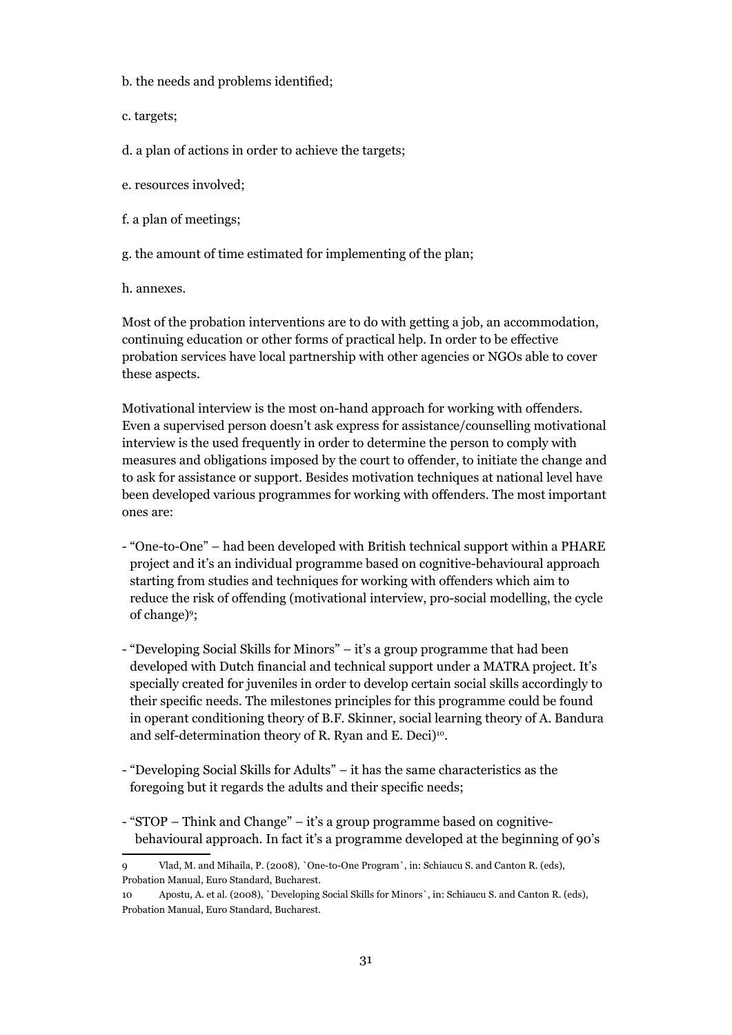b. the needs and problems identified;

c. targets;

d. a plan of actions in order to achieve the targets;

e. resources involved;

f. a plan of meetings;

g. the amount of time estimated for implementing of the plan;

h. annexes.

Most of the probation interventions are to do with getting a job, an accommodation, continuing education or other forms of practical help. In order to be effective probation services have local partnership with other agencies or NGOs able to cover these aspects.

Motivational interview is the most on-hand approach for working with offenders. Even a supervised person doesn't ask express for assistance/counselling motivational interview is the used frequently in order to determine the person to comply with measures and obligations imposed by the court to offender, to initiate the change and to ask for assistance or support. Besides motivation techniques at national level have been developed various programmes for working with offenders. The most important ones are:

- "One-to-One" – had been developed with British technical support within a PHARE project and it's an individual programme based on cognitive-behavioural approach starting from studies and techniques for working with offenders which aim to reduce the risk of offending (motivational interview, pro-social modelling, the cycle of change)[9];
- "Developing Social Skills for Minors" – it's a group programme that had been developed with Dutch financial and technical support under a MATRA project. It's specially created for juveniles in order to develop certain social skills accordingly to their specific needs. The milestones principles for this programme could be found in operant conditioning theory of B.F. Skinner, social learning theory of A. Bandura and self-determination theory of R. Ryan and E. Deci)[10].
- "Developing Social Skills for Adults" – it has the same characteristics as the foregoing but it regards the adults and their specific needs;
- "STOP – Think and Change" – it's a group programme based on cognitive-behavioural approach. In fact it's a programme developed at the beginning of 90's

---

9 Vlad, M. and Mihaila, P. (2008), `One-to-One Program`, in: Schiaucu S. and Canton R. (eds), Probation Manual, Euro Standard, Bucharest.

10 Apostu, A. et al. (2008), `Developing Social Skills for Minors`, in: Schiaucu S. and Canton R. (eds), Probation Manual, Euro Standard, Bucharest.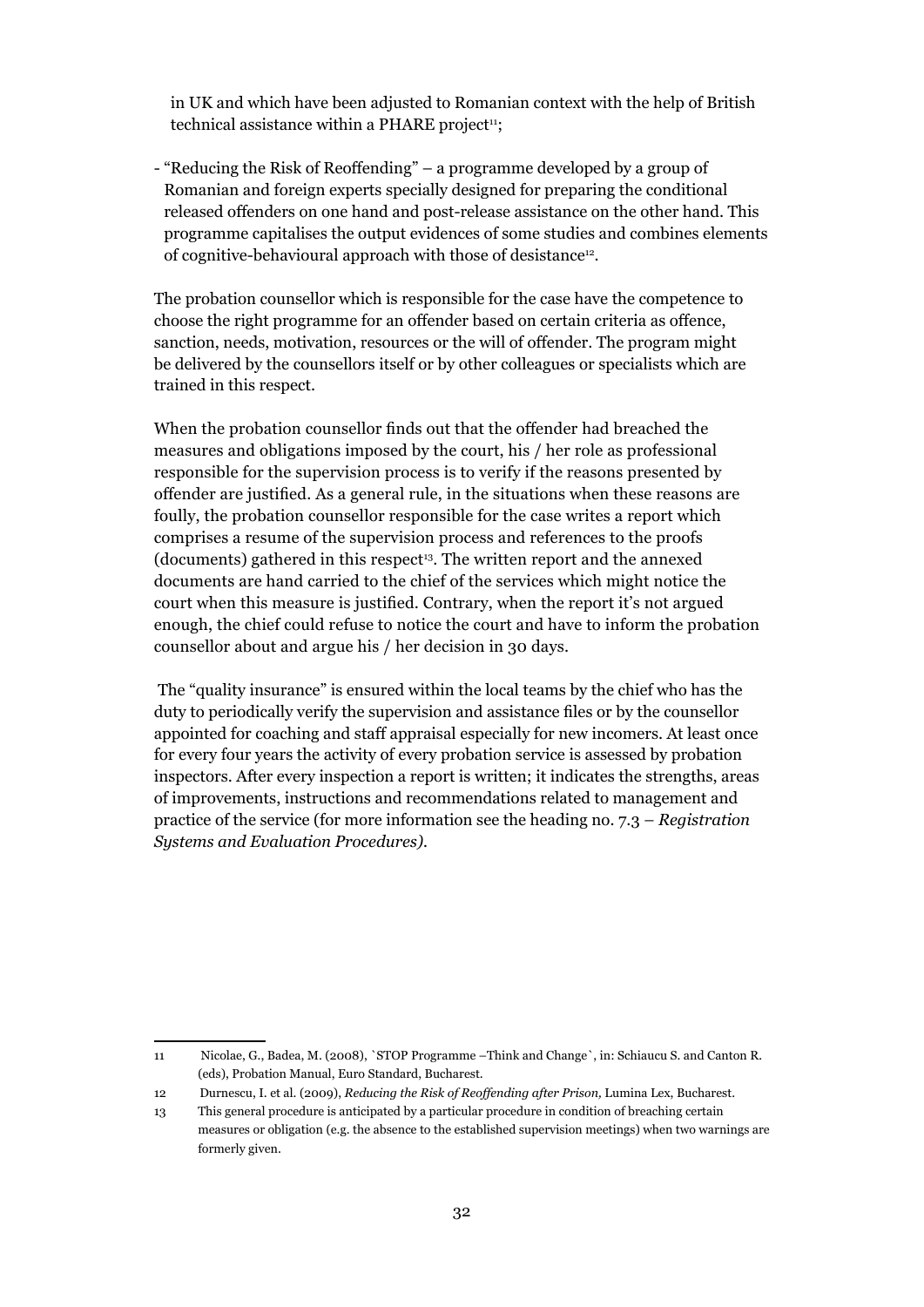in UK and which have been adjusted to Romanian context with the help of British technical assistance within a PHARE project[11];

- "Reducing the Risk of Reoffending" – a programme developed by a group of Romanian and foreign experts specially designed for preparing the conditional released offenders on one hand and post-release assistance on the other hand. This programme capitalises the output evidences of some studies and combines elements of cognitive-behavioural approach with those of desistance[12].

The probation counsellor which is responsible for the case have the competence to choose the right programme for an offender based on certain criteria as offence, sanction, needs, motivation, resources or the will of offender. The program might be delivered by the counsellors itself or by other colleagues or specialists which are trained in this respect.

When the probation counsellor finds out that the offender had breached the measures and obligations imposed by the court, his / her role as professional responsible for the supervision process is to verify if the reasons presented by offender are justified. As a general rule, in the situations when these reasons are foully, the probation counsellor responsible for the case writes a report which comprises a resume of the supervision process and references to the proofs (documents) gathered in this respect[13]. The written report and the annexed documents are hand carried to the chief of the services which might notice the court when this measure is justified. Contrary, when the report it's not argued enough, the chief could refuse to notice the court and have to inform the probation counsellor about and argue his / her decision in 30 days.

The "quality insurance" is ensured within the local teams by the chief who has the duty to periodically verify the supervision and assistance files or by the counsellor appointed for coaching and staff appraisal especially for new incomers. At least once for every four years the activity of every probation service is assessed by probation inspectors. After every inspection a report is written; it indicates the strengths, areas of improvements, instructions and recommendations related to management and practice of the service (for more information see the heading no. 7.3 – *Registration Systems and Evaluation Procedures).*

---

11 Nicolae, G., Badea, M. (2008), `STOP Programme –Think and Change`, in: Schiaucu S. and Canton R. (eds), Probation Manual, Euro Standard, Bucharest.

12 Durnescu, I. et al. (2009), *Reducing the Risk of Reoffending after Prison,* Lumina Lex, Bucharest.

13 This general procedure is anticipated by a particular procedure in condition of breaching certain measures or obligation (e.g. the absence to the established supervision meetings) when two warnings are formerly given.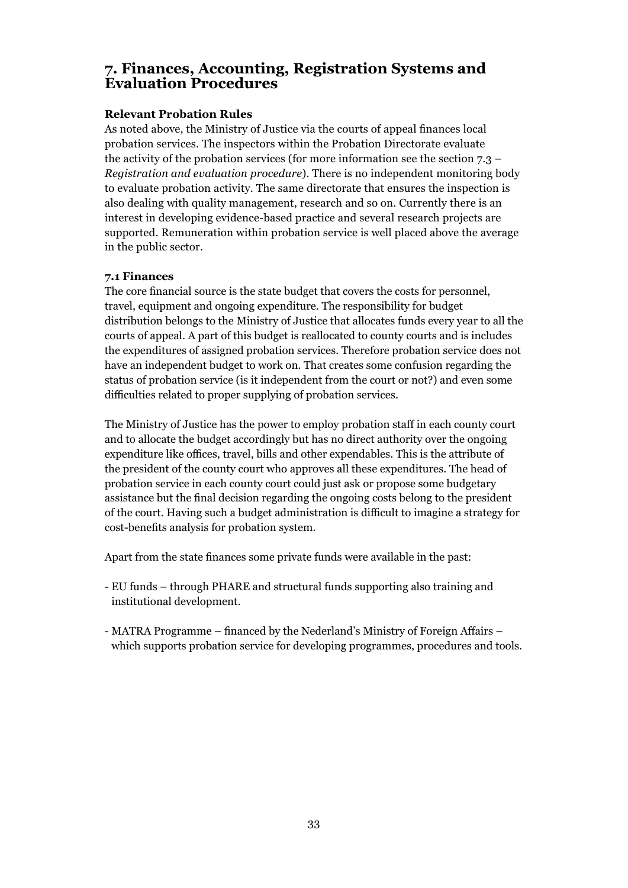## 7. Finances, Accounting, Registration Systems and Evaluation Procedures

**Relevant Probation Rules**

As noted above, the Ministry of Justice via the courts of appeal finances local probation services. The inspectors within the Probation Directorate evaluate the activity of the probation services (for more information see the section 7.3 – *Registration and evaluation procedure*). There is no independent monitoring body to evaluate probation activity. The same directorate that ensures the inspection is also dealing with quality management, research and so on. Currently there is an interest in developing evidence-based practice and several research projects are supported. Remuneration within probation service is well placed above the average in the public sector.

**7.1 Finances**

The core financial source is the state budget that covers the costs for personnel, travel, equipment and ongoing expenditure. The responsibility for budget distribution belongs to the Ministry of Justice that allocates funds every year to all the courts of appeal. A part of this budget is reallocated to county courts and is includes the expenditures of assigned probation services. Therefore probation service does not have an independent budget to work on. That creates some confusion regarding the status of probation service (is it independent from the court or not?) and even some difficulties related to proper supplying of probation services.

The Ministry of Justice has the power to employ probation staff in each county court and to allocate the budget accordingly but has no direct authority over the ongoing expenditure like offices, travel, bills and other expendables. This is the attribute of the president of the county court who approves all these expenditures. The head of probation service in each county court could just ask or propose some budgetary assistance but the final decision regarding the ongoing costs belong to the president of the court. Having such a budget administration is difficult to imagine a strategy for cost-benefits analysis for probation system.

Apart from the state finances some private funds were available in the past:

- EU funds – through PHARE and structural funds supporting also training and institutional development.

- MATRA Programme – financed by the Nederland's Ministry of Foreign Affairs – which supports probation service for developing programmes, procedures and tools.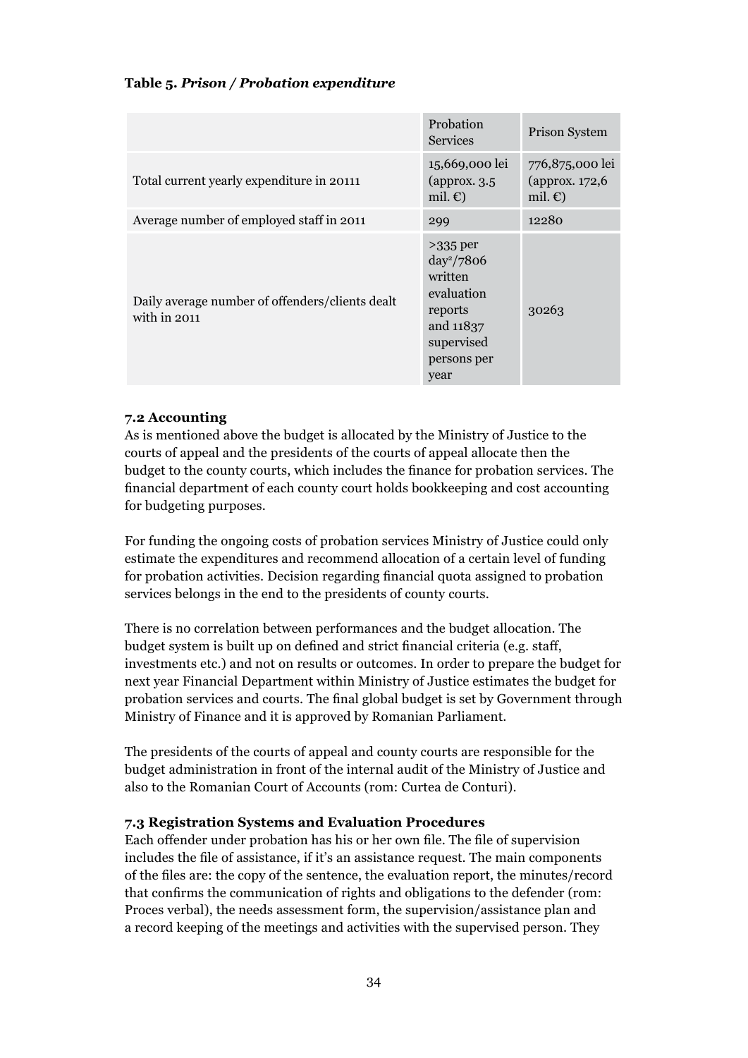**Table 5.** ***Prison / Probation expenditure***

| | Probation Services | Prison System |
|---|---|---|
| Total current yearly expenditure in 2011[1] | 15,669,000 lei (approx. 3.5 mil. €) | 776,875,000 lei (approx. 172,6 mil. €) |
| Average number of employed staff in 2011 | 299 | 12280 |
| Daily average number of offenders/clients dealt with in 2011 | >335 per day[2]/7806 written evaluation reports and 11837 supervised persons per year | 30263 |

### 7.2 Accounting

As is mentioned above the budget is allocated by the Ministry of Justice to the courts of appeal and the presidents of the courts of appeal allocate then the budget to the county courts, which includes the finance for probation services. The financial department of each county court holds bookkeeping and cost accounting for budgeting purposes.

For funding the ongoing costs of probation services Ministry of Justice could only estimate the expenditures and recommend allocation of a certain level of funding for probation activities. Decision regarding financial quota assigned to probation services belongs in the end to the presidents of county courts.

There is no correlation between performances and the budget allocation. The budget system is built up on defined and strict financial criteria (e.g. staff, investments etc.) and not on results or outcomes. In order to prepare the budget for next year Financial Department within Ministry of Justice estimates the budget for probation services and courts. The final global budget is set by Government through Ministry of Finance and it is approved by Romanian Parliament.

The presidents of the courts of appeal and county courts are responsible for the budget administration in front of the internal audit of the Ministry of Justice and also to the Romanian Court of Accounts (rom: Curtea de Conturi).

### 7.3 Registration Systems and Evaluation Procedures

Each offender under probation has his or her own file. The file of supervision includes the file of assistance, if it's an assistance request. The main components of the files are: the copy of the sentence, the evaluation report, the minutes/record that confirms the communication of rights and obligations to the defender (rom: Proces verbal), the needs assessment form, the supervision/assistance plan and a record keeping of the meetings and activities with the supervised person. They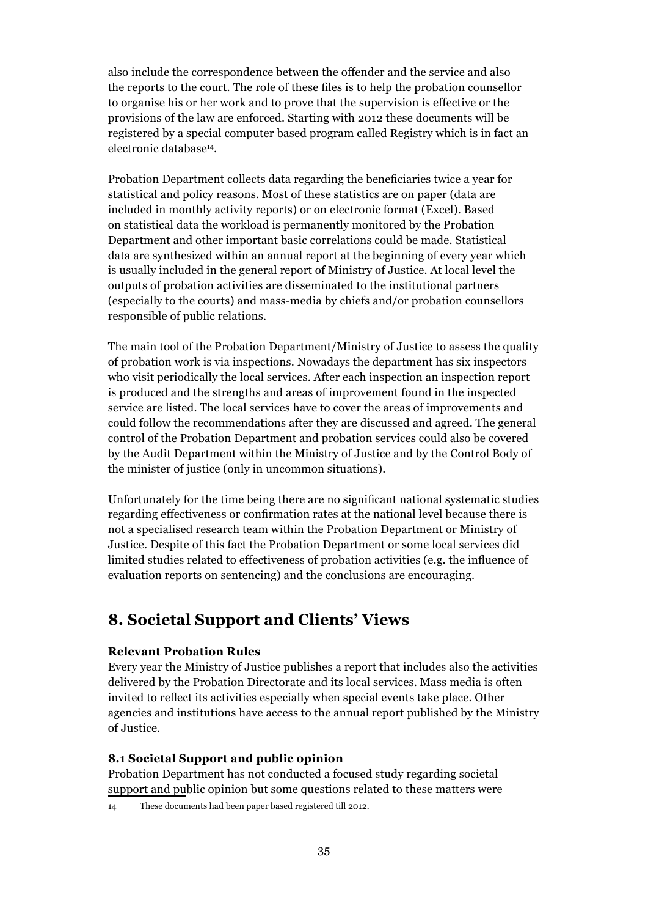also include the correspondence between the offender and the service and also the reports to the court. The role of these files is to help the probation counsellor to organise his or her work and to prove that the supervision is effective or the provisions of the law are enforced. Starting with 2012 these documents will be registered by a special computer based program called Registry which is in fact an electronic database[14].

Probation Department collects data regarding the beneficiaries twice a year for statistical and policy reasons. Most of these statistics are on paper (data are included in monthly activity reports) or on electronic format (Excel). Based on statistical data the workload is permanently monitored by the Probation Department and other important basic correlations could be made. Statistical data are synthesized within an annual report at the beginning of every year which is usually included in the general report of Ministry of Justice. At local level the outputs of probation activities are disseminated to the institutional partners (especially to the courts) and mass-media by chiefs and/or probation counsellors responsible of public relations.

The main tool of the Probation Department/Ministry of Justice to assess the quality of probation work is via inspections. Nowadays the department has six inspectors who visit periodically the local services. After each inspection an inspection report is produced and the strengths and areas of improvement found in the inspected service are listed. The local services have to cover the areas of improvements and could follow the recommendations after they are discussed and agreed. The general control of the Probation Department and probation services could also be covered by the Audit Department within the Ministry of Justice and by the Control Body of the minister of justice (only in uncommon situations).

Unfortunately for the time being there are no significant national systematic studies regarding effectiveness or confirmation rates at the national level because there is not a specialised research team within the Probation Department or Ministry of Justice. Despite of this fact the Probation Department or some local services did limited studies related to effectiveness of probation activities (e.g. the influence of evaluation reports on sentencing) and the conclusions are encouraging.

## 8. Societal Support and Clients' Views

**Relevant Probation Rules**

Every year the Ministry of Justice publishes a report that includes also the activities delivered by the Probation Directorate and its local services. Mass media is often invited to reflect its activities especially when special events take place. Other agencies and institutions have access to the annual report published by the Ministry of Justice.

### 8.1 Societal Support and public opinion

Probation Department has not conducted a focused study regarding societal support and public opinion but some questions related to these matters were

[14] These documents had been paper based registered till 2012.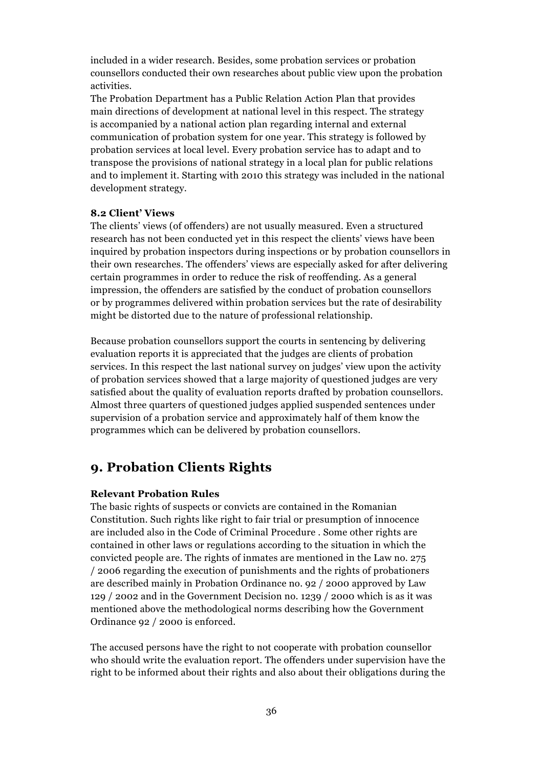included in a wider research. Besides, some probation services or probation counsellors conducted their own researches about public view upon the probation activities.
The Probation Department has a Public Relation Action Plan that provides main directions of development at national level in this respect. The strategy is accompanied by a national action plan regarding internal and external communication of probation system for one year. This strategy is followed by probation services at local level. Every probation service has to adapt and to transpose the provisions of national strategy in a local plan for public relations and to implement it. Starting with 2010 this strategy was included in the national development strategy.

### 8.2 Client' Views

The clients' views (of offenders) are not usually measured. Even a structured research has not been conducted yet in this respect the clients' views have been inquired by probation inspectors during inspections or by probation counsellors in their own researches. The offenders' views are especially asked for after delivering certain programmes in order to reduce the risk of reoffending. As a general impression, the offenders are satisfied by the conduct of probation counsellors or by programmes delivered within probation services but the rate of desirability might be distorted due to the nature of professional relationship.

Because probation counsellors support the courts in sentencing by delivering evaluation reports it is appreciated that the judges are clients of probation services. In this respect the last national survey on judges' view upon the activity of probation services showed that a large majority of questioned judges are very satisfied about the quality of evaluation reports drafted by probation counsellors. Almost three quarters of questioned judges applied suspended sentences under supervision of a probation service and approximately half of them know the programmes which can be delivered by probation counsellors.

## 9. Probation Clients Rights

#### Relevant Probation Rules

The basic rights of suspects or convicts are contained in the Romanian Constitution. Such rights like right to fair trial or presumption of innocence are included also in the Code of Criminal Procedure . Some other rights are contained in other laws or regulations according to the situation in which the convicted people are. The rights of inmates are mentioned in the Law no. 275 / 2006 regarding the execution of punishments and the rights of probationers are described mainly in Probation Ordinance no. 92 / 2000 approved by Law 129 / 2002 and in the Government Decision no. 1239 / 2000 which is as it was mentioned above the methodological norms describing how the Government Ordinance 92 / 2000 is enforced.

The accused persons have the right to not cooperate with probation counsellor who should write the evaluation report. The offenders under supervision have the right to be informed about their rights and also about their obligations during the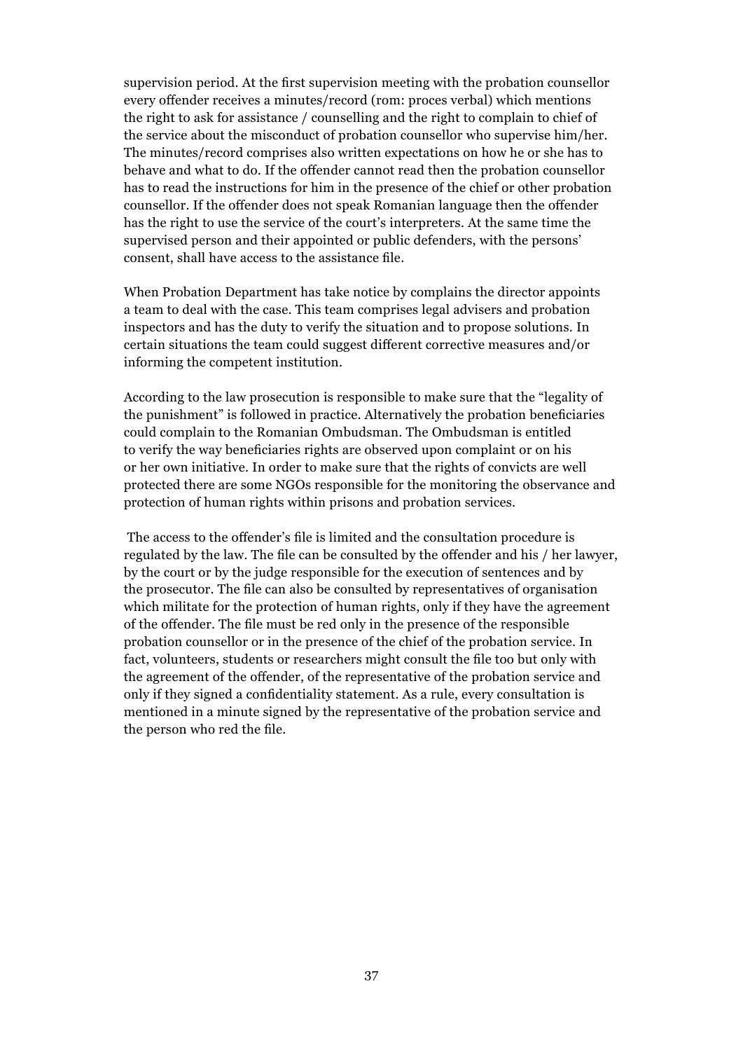supervision period. At the first supervision meeting with the probation counsellor every offender receives a minutes/record (rom: proces verbal) which mentions the right to ask for assistance / counselling and the right to complain to chief of the service about the misconduct of probation counsellor who supervise him/her. The minutes/record comprises also written expectations on how he or she has to behave and what to do. If the offender cannot read then the probation counsellor has to read the instructions for him in the presence of the chief or other probation counsellor. If the offender does not speak Romanian language then the offender has the right to use the service of the court's interpreters. At the same time the supervised person and their appointed or public defenders, with the persons' consent, shall have access to the assistance file.

When Probation Department has take notice by complains the director appoints a team to deal with the case. This team comprises legal advisers and probation inspectors and has the duty to verify the situation and to propose solutions. In certain situations the team could suggest different corrective measures and/or informing the competent institution.

According to the law prosecution is responsible to make sure that the "legality of the punishment" is followed in practice. Alternatively the probation beneficiaries could complain to the Romanian Ombudsman. The Ombudsman is entitled to verify the way beneficiaries rights are observed upon complaint or on his or her own initiative. In order to make sure that the rights of convicts are well protected there are some NGOs responsible for the monitoring the observance and protection of human rights within prisons and probation services.

The access to the offender's file is limited and the consultation procedure is regulated by the law. The file can be consulted by the offender and his / her lawyer, by the court or by the judge responsible for the execution of sentences and by the prosecutor. The file can also be consulted by representatives of organisation which militate for the protection of human rights, only if they have the agreement of the offender. The file must be red only in the presence of the responsible probation counsellor or in the presence of the chief of the probation service. In fact, volunteers, students or researchers might consult the file too but only with the agreement of the offender, of the representative of the probation service and only if they signed a confidentiality statement. As a rule, every consultation is mentioned in a minute signed by the representative of the probation service and the person who red the file.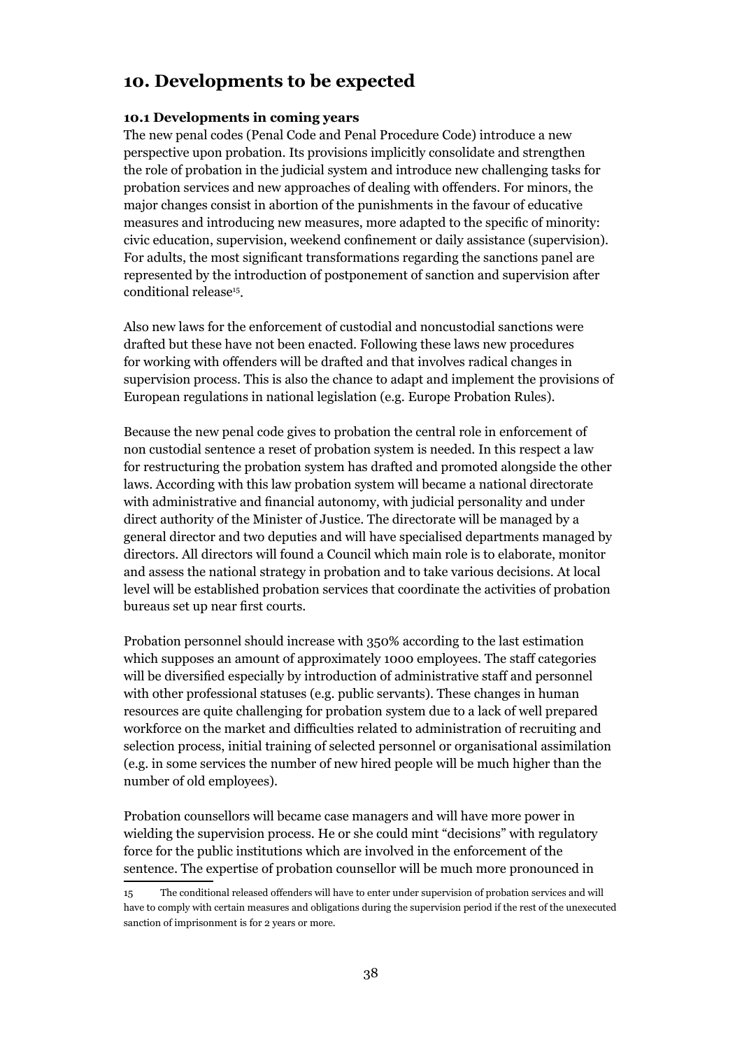# 10. Developments to be expected

### 10.1 Developments in coming years

The new penal codes (Penal Code and Penal Procedure Code) introduce a new perspective upon probation. Its provisions implicitly consolidate and strengthen the role of probation in the judicial system and introduce new challenging tasks for probation services and new approaches of dealing with offenders. For minors, the major changes consist in abortion of the punishments in the favour of educative measures and introducing new measures, more adapted to the specific of minority: civic education, supervision, weekend confinement or daily assistance (supervision). For adults, the most significant transformations regarding the sanctions panel are represented by the introduction of postponement of sanction and supervision after conditional release[15].

Also new laws for the enforcement of custodial and noncustodial sanctions were drafted but these have not been enacted. Following these laws new procedures for working with offenders will be drafted and that involves radical changes in supervision process. This is also the chance to adapt and implement the provisions of European regulations in national legislation (e.g. Europe Probation Rules).

Because the new penal code gives to probation the central role in enforcement of non custodial sentence a reset of probation system is needed. In this respect a law for restructuring the probation system has drafted and promoted alongside the other laws. According with this law probation system will became a national directorate with administrative and financial autonomy, with judicial personality and under direct authority of the Minister of Justice. The directorate will be managed by a general director and two deputies and will have specialised departments managed by directors. All directors will found a Council which main role is to elaborate, monitor and assess the national strategy in probation and to take various decisions. At local level will be established probation services that coordinate the activities of probation bureaus set up near first courts.

Probation personnel should increase with 350% according to the last estimation which supposes an amount of approximately 1000 employees. The staff categories will be diversified especially by introduction of administrative staff and personnel with other professional statuses (e.g. public servants). These changes in human resources are quite challenging for probation system due to a lack of well prepared workforce on the market and difficulties related to administration of recruiting and selection process, initial training of selected personnel or organisational assimilation (e.g. in some services the number of new hired people will be much higher than the number of old employees).

Probation counsellors will became case managers and will have more power in wielding the supervision process. He or she could mint "decisions" with regulatory force for the public institutions which are involved in the enforcement of the sentence. The expertise of probation counsellor will be much more pronounced in

---

15 The conditional released offenders will have to enter under supervision of probation services and will have to comply with certain measures and obligations during the supervision period if the rest of the unexecuted sanction of imprisonment is for 2 years or more.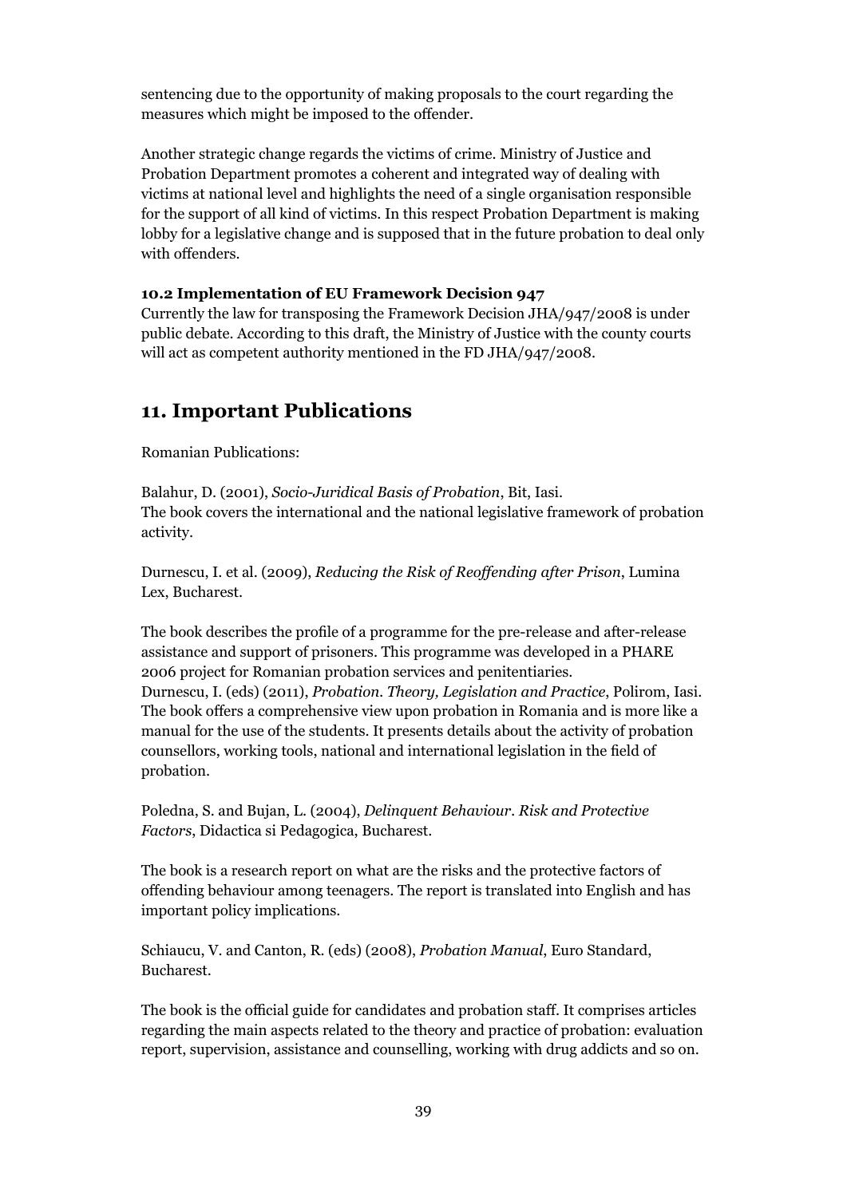sentencing due to the opportunity of making proposals to the court regarding the measures which might be imposed to the offender.

Another strategic change regards the victims of crime. Ministry of Justice and Probation Department promotes a coherent and integrated way of dealing with victims at national level and highlights the need of a single organisation responsible for the support of all kind of victims. In this respect Probation Department is making lobby for a legislative change and is supposed that in the future probation to deal only with offenders.

### 10.2 Implementation of EU Framework Decision 947

Currently the law for transposing the Framework Decision JHA/947/2008 is under public debate. According to this draft, the Ministry of Justice with the county courts will act as competent authority mentioned in the FD JHA/947/2008.

## 11. Important Publications

Romanian Publications:

Balahur, D. (2001), *Socio-Juridical Basis of Probation*, Bit, Iasi.
The book covers the international and the national legislative framework of probation activity.

Durnescu, I. et al. (2009), *Reducing the Risk of Reoffending after Prison*, Lumina Lex, Bucharest.

The book describes the profile of a programme for the pre-release and after-release assistance and support of prisoners. This programme was developed in a PHARE 2006 project for Romanian probation services and penitentiaries.
Durnescu, I. (eds) (2011), *Probation. Theory, Legislation and Practice*, Polirom, Iasi.
The book offers a comprehensive view upon probation in Romania and is more like a manual for the use of the students. It presents details about the activity of probation counsellors, working tools, national and international legislation in the field of probation.

Poledna, S. and Bujan, L. (2004), *Delinquent Behaviour. Risk and Protective Factors*, Didactica si Pedagogica, Bucharest.

The book is a research report on what are the risks and the protective factors of offending behaviour among teenagers. The report is translated into English and has important policy implications.

Schiaucu, V. and Canton, R. (eds) (2008), *Probation Manual*, Euro Standard, Bucharest.

The book is the official guide for candidates and probation staff. It comprises articles regarding the main aspects related to the theory and practice of probation: evaluation report, supervision, assistance and counselling, working with drug addicts and so on.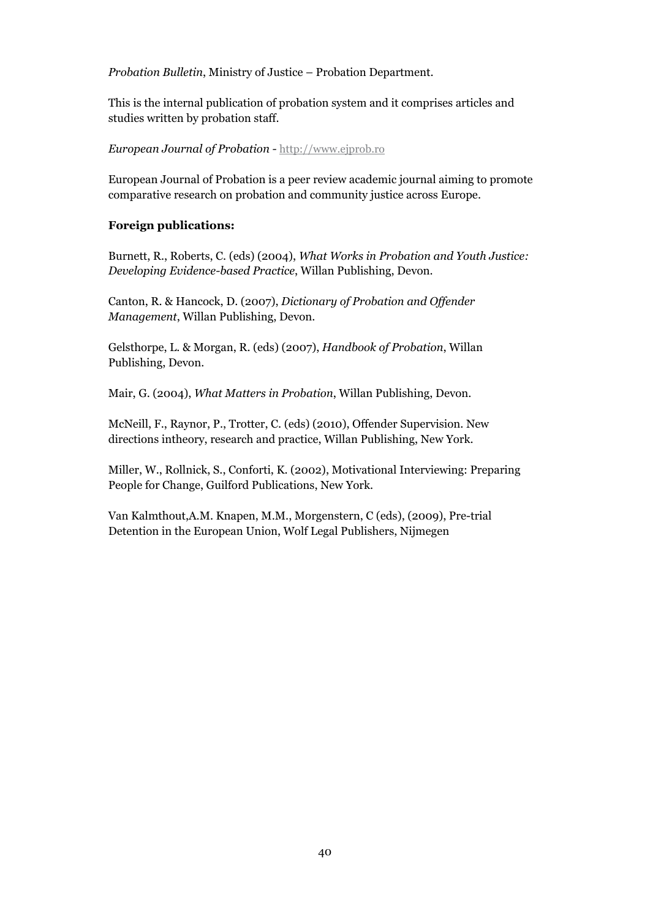*Probation Bulletin*, Ministry of Justice – Probation Department.

This is the internal publication of probation system and it comprises articles and studies written by probation staff.

*European Journal of Probation* - http://www.ejprob.ro

European Journal of Probation is a peer review academic journal aiming to promote comparative research on probation and community justice across Europe.

**Foreign publications:**

Burnett, R., Roberts, C. (eds) (2004), *What Works in Probation and Youth Justice: Developing Evidence-based Practice*, Willan Publishing, Devon.

Canton, R. & Hancock, D. (2007), *Dictionary of Probation and Offender Management*, Willan Publishing, Devon.

Gelsthorpe, L. & Morgan, R. (eds) (2007), *Handbook of Probation*, Willan Publishing, Devon.

Mair, G. (2004), *What Matters in Probation*, Willan Publishing, Devon.

McNeill, F., Raynor, P., Trotter, C. (eds) (2010), Offender Supervision. New directions intheory, research and practice, Willan Publishing, New York.

Miller, W., Rollnick, S., Conforti, K. (2002), Motivational Interviewing: Preparing People for Change, Guilford Publications, New York.

Van Kalmthout,A.M. Knapen, M.M., Morgenstern, C (eds), (2009), Pre-trial Detention in the European Union, Wolf Legal Publishers, Nijmegen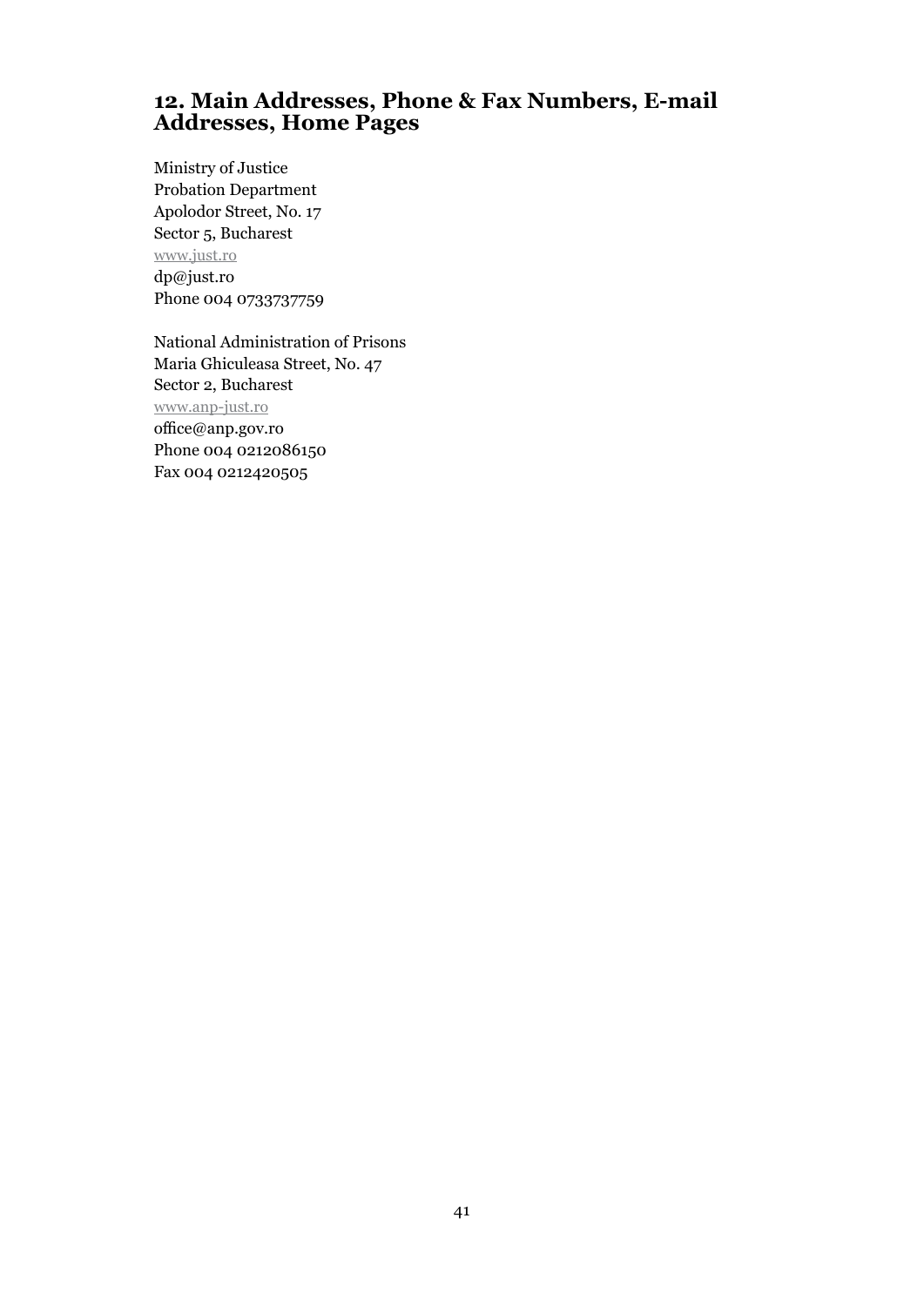## 12. Main Addresses, Phone & Fax Numbers, E-mail Addresses, Home Pages

Ministry of Justice  
Probation Department  
Apolodor Street, No. 17  
Sector 5, Bucharest  
www.just.ro  
dp@just.ro  
Phone 004 0733737759

National Administration of Prisons  
Maria Ghiculeasa Street, No. 47  
Sector 2, Bucharest  
www.anp-just.ro  
office@anp.gov.ro  
Phone 004 0212086150  
Fax 004 0212420505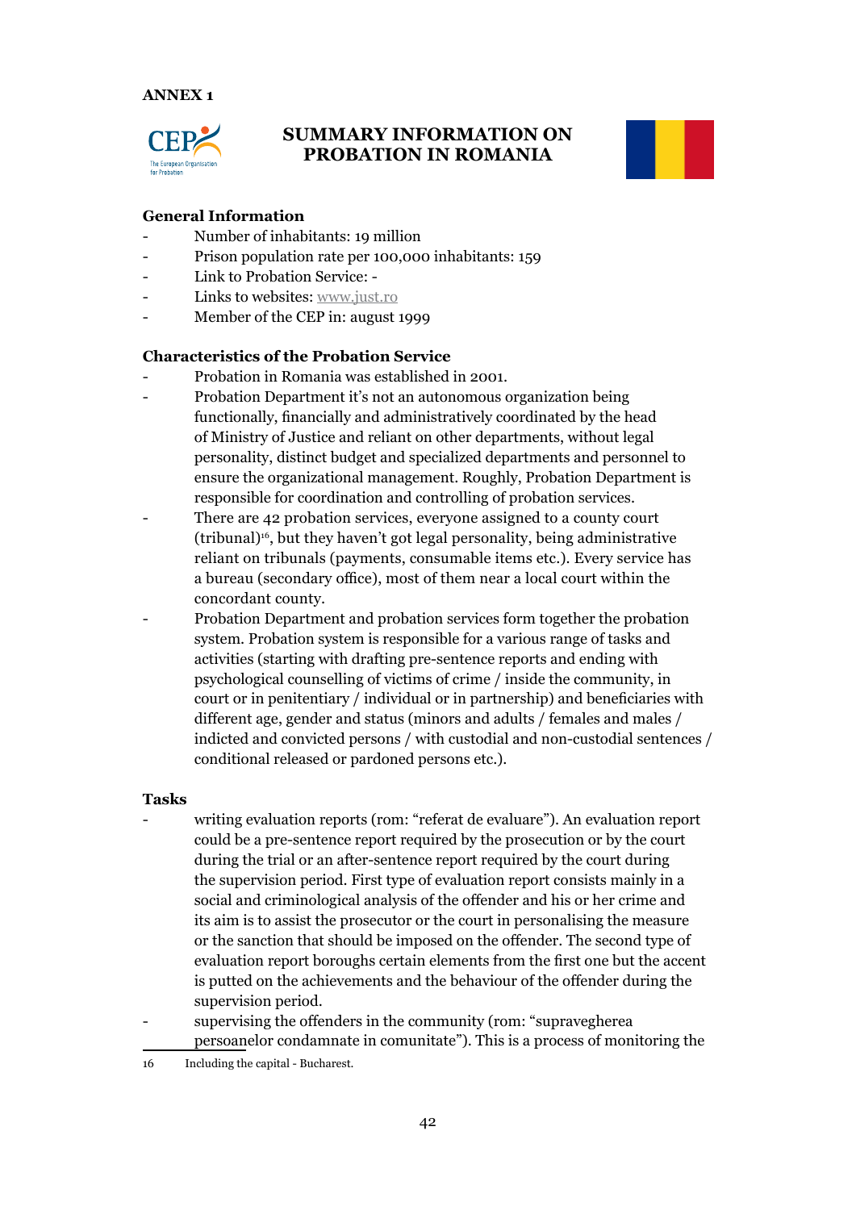**ANNEX 1**

## SUMMARY INFORMATION ON PROBATION IN ROMANIA

### General Information

- Number of inhabitants: 19 million
- Prison population rate per 100,000 inhabitants: 159
- Link to Probation Service: -
- Links to websites: www.just.ro
- Member of the CEP in: august 1999

### Characteristics of the Probation Service

- Probation in Romania was established in 2001.
- Probation Department it's not an autonomous organization being functionally, financially and administratively coordinated by the head of Ministry of Justice and reliant on other departments, without legal personality, distinct budget and specialized departments and personnel to ensure the organizational management. Roughly, Probation Department is responsible for coordination and controlling of probation services.
- There are 42 probation services, everyone assigned to a county court (tribunal)[16], but they haven't got legal personality, being administrative reliant on tribunals (payments, consumable items etc.). Every service has a bureau (secondary office), most of them near a local court within the concordant county.
- Probation Department and probation services form together the probation system. Probation system is responsible for a various range of tasks and activities (starting with drafting pre-sentence reports and ending with psychological counselling of victims of crime / inside the community, in court or in penitentiary / individual or in partnership) and beneficiaries with different age, gender and status (minors and adults / females and males / indicted and convicted persons / with custodial and non-custodial sentences / conditional released or pardoned persons etc.).

### Tasks

- writing evaluation reports (rom: "referat de evaluare"). An evaluation report could be a pre-sentence report required by the prosecution or by the court during the trial or an after-sentence report required by the court during the supervision period. First type of evaluation report consists mainly in a social and criminological analysis of the offender and his or her crime and its aim is to assist the prosecutor or the court in personalising the measure or the sanction that should be imposed on the offender. The second type of evaluation report boroughs certain elements from the first one but the accent is putted on the achievements and the behaviour of the offender during the supervision period.
- supervising the offenders in the community (rom: "supravegherea persoanelor condamnate in comunitate"). This is a process of monitoring the

---

16 Including the capital - Bucharest.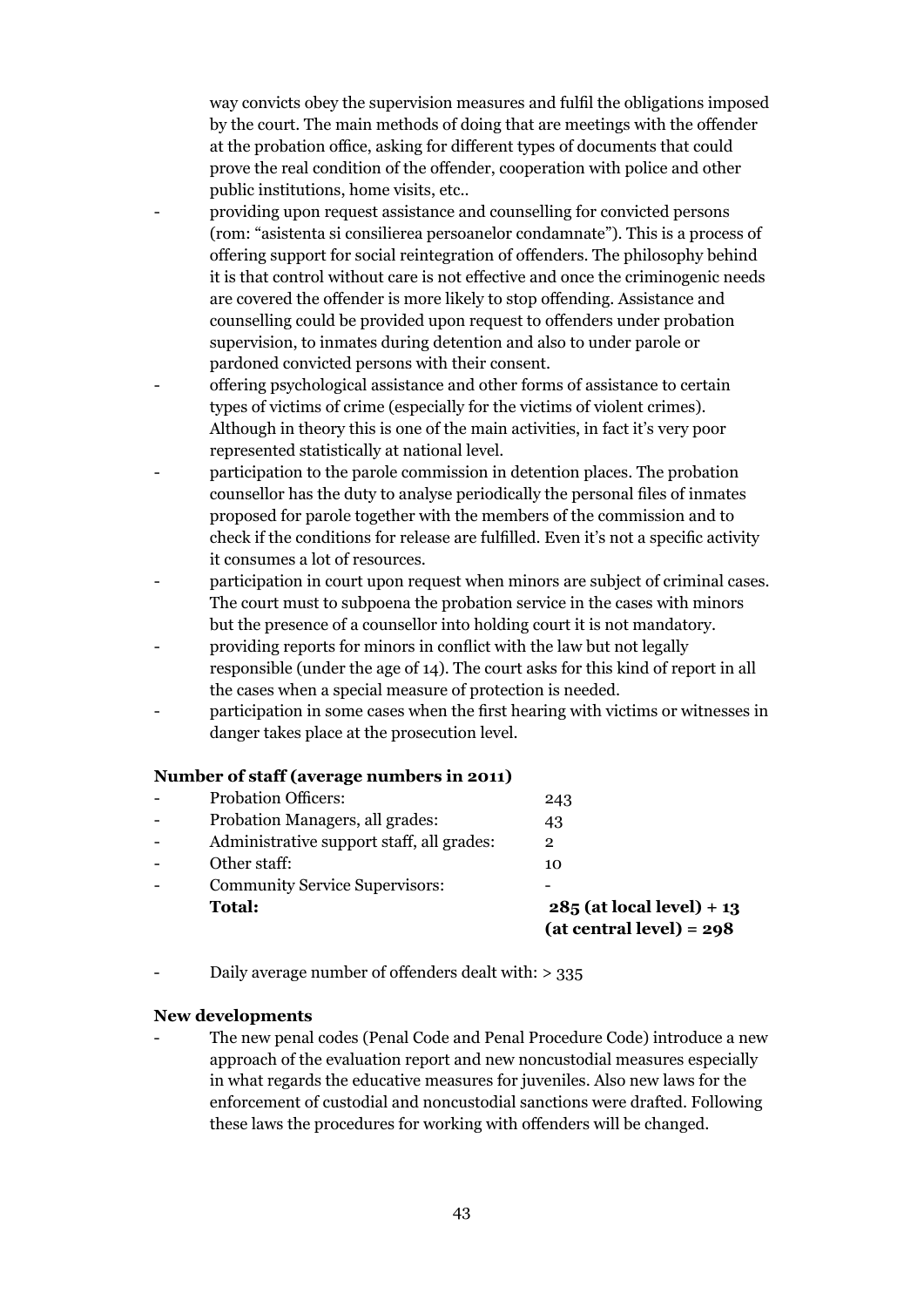way convicts obey the supervision measures and fulfil the obligations imposed by the court. The main methods of doing that are meetings with the offender at the probation office, asking for different types of documents that could prove the real condition of the offender, cooperation with police and other public institutions, home visits, etc..

- providing upon request assistance and counselling for convicted persons (rom: "asistenta si consilierea persoanelor condamnate"). This is a process of offering support for social reintegration of offenders. The philosophy behind it is that control without care is not effective and once the criminogenic needs are covered the offender is more likely to stop offending. Assistance and counselling could be provided upon request to offenders under probation supervision, to inmates during detention and also to under parole or pardoned convicted persons with their consent.
- offering psychological assistance and other forms of assistance to certain types of victims of crime (especially for the victims of violent crimes). Although in theory this is one of the main activities, in fact it's very poor represented statistically at national level.
- participation to the parole commission in detention places. The probation counsellor has the duty to analyse periodically the personal files of inmates proposed for parole together with the members of the commission and to check if the conditions for release are fulfilled. Even it's not a specific activity it consumes a lot of resources.
- participation in court upon request when minors are subject of criminal cases. The court must to subpoena the probation service in the cases with minors but the presence of a counsellor into holding court it is not mandatory.
- providing reports for minors in conflict with the law but not legally responsible (under the age of 14). The court asks for this kind of report in all the cases when a special measure of protection is needed.
- participation in some cases when the first hearing with victims or witnesses in danger takes place at the prosecution level.

**Number of staff (average numbers in 2011)**

| | |
|---|---|
| - Probation Officers: | 243 |
| - Probation Managers, all grades: | 43 |
| - Administrative support staff, all grades: | 2 |
| - Other staff: | 10 |
| - Community Service Supervisors: | - |
| **Total:** | **285 (at local level) + 13 (at central level) = 298** |

- Daily average number of offenders dealt with: > 335

**New developments**

- The new penal codes (Penal Code and Penal Procedure Code) introduce a new approach of the evaluation report and new noncustodial measures especially in what regards the educative measures for juveniles. Also new laws for the enforcement of custodial and noncustodial sanctions were drafted. Following these laws the procedures for working with offenders will be changed.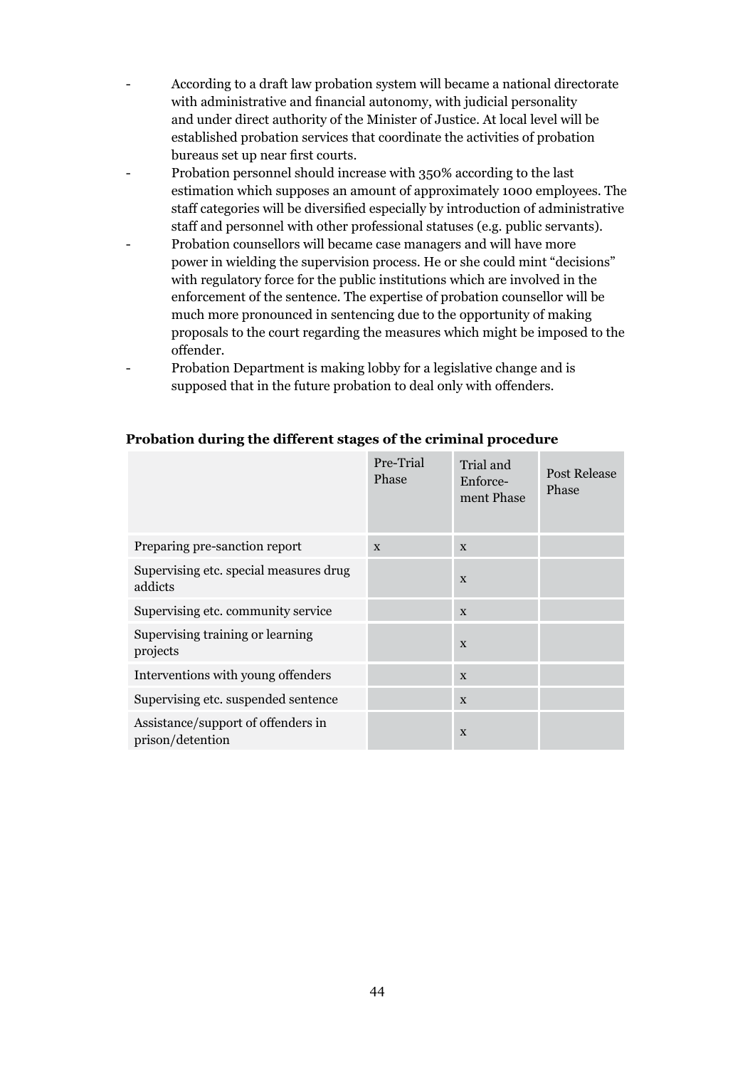- According to a draft law probation system will became a national directorate with administrative and financial autonomy, with judicial personality and under direct authority of the Minister of Justice. At local level will be established probation services that coordinate the activities of probation bureaus set up near first courts.
- Probation personnel should increase with 350% according to the last estimation which supposes an amount of approximately 1000 employees. The staff categories will be diversified especially by introduction of administrative staff and personnel with other professional statuses (e.g. public servants).
- Probation counsellors will became case managers and will have more power in wielding the supervision process. He or she could mint "decisions" with regulatory force for the public institutions which are involved in the enforcement of the sentence. The expertise of probation counsellor will be much more pronounced in sentencing due to the opportunity of making proposals to the court regarding the measures which might be imposed to the offender.
- Probation Department is making lobby for a legislative change and is supposed that in the future probation to deal only with offenders.

**Probation during the different stages of the criminal procedure**

| | Pre-Trial Phase | Trial and Enforce-ment Phase | Post Release Phase |
|---|---|---|---|
| Preparing pre-sanction report | x | x | |
| Supervising etc. special measures drug addicts | | x | |
| Supervising etc. community service | | x | |
| Supervising training or learning projects | | x | |
| Interventions with young offenders | | x | |
| Supervising etc. suspended sentence | | x | |
| Assistance/support of offenders in prison/detention | | x | |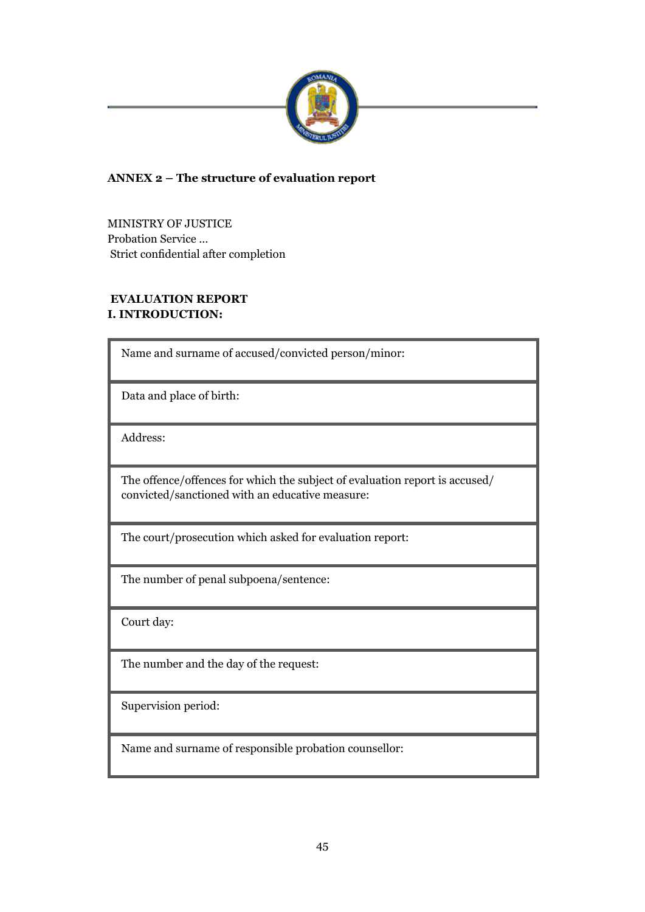**ANNEX 2 – The structure of evaluation report**

MINISTRY OF JUSTICE
Probation Service ...
Strict confidential after completion

**EVALUATION REPORT**
**I. INTRODUCTION:**

| Name and surname of accused/convicted person/minor: |
|---|
| Data and place of birth: |
| Address: |
| The offence/offences for which the subject of evaluation report is accused/ convicted/sanctioned with an educative measure: |
| The court/prosecution which asked for evaluation report: |
| The number of penal subpoena/sentence: |
| Court day: |
| The number and the day of the request: |
| Supervision period: |
| Name and surname of responsible probation counsellor: |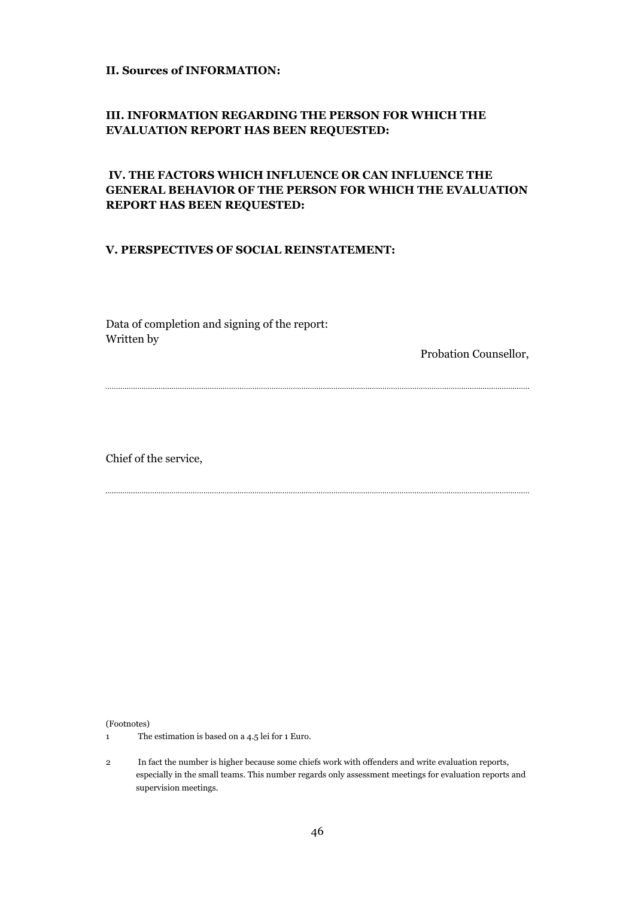**II. Sources of INFORMATION:**

**III. INFORMATION REGARDING THE PERSON FOR WHICH THE EVALUATION REPORT HAS BEEN REQUESTED:**

**IV. THE FACTORS WHICH INFLUENCE OR CAN INFLUENCE THE GENERAL BEHAVIOR OF THE PERSON FOR WHICH THE EVALUATION REPORT HAS BEEN REQUESTED:**

**V. PERSPECTIVES OF SOCIAL REINSTATEMENT:**

Data of completion and signing of the report:
Written by

Probation Counsellor,

.......................................................................................................................................................................................................

Chief of the service,

.......................................................................................................................................................................................................

(Footnotes)

1 The estimation is based on a 4.5 lei for 1 Euro.

2 In fact the number is higher because some chiefs work with offenders and write evaluation reports, especially in the small teams. This number regards only assessment meetings for evaluation reports and supervision meetings.